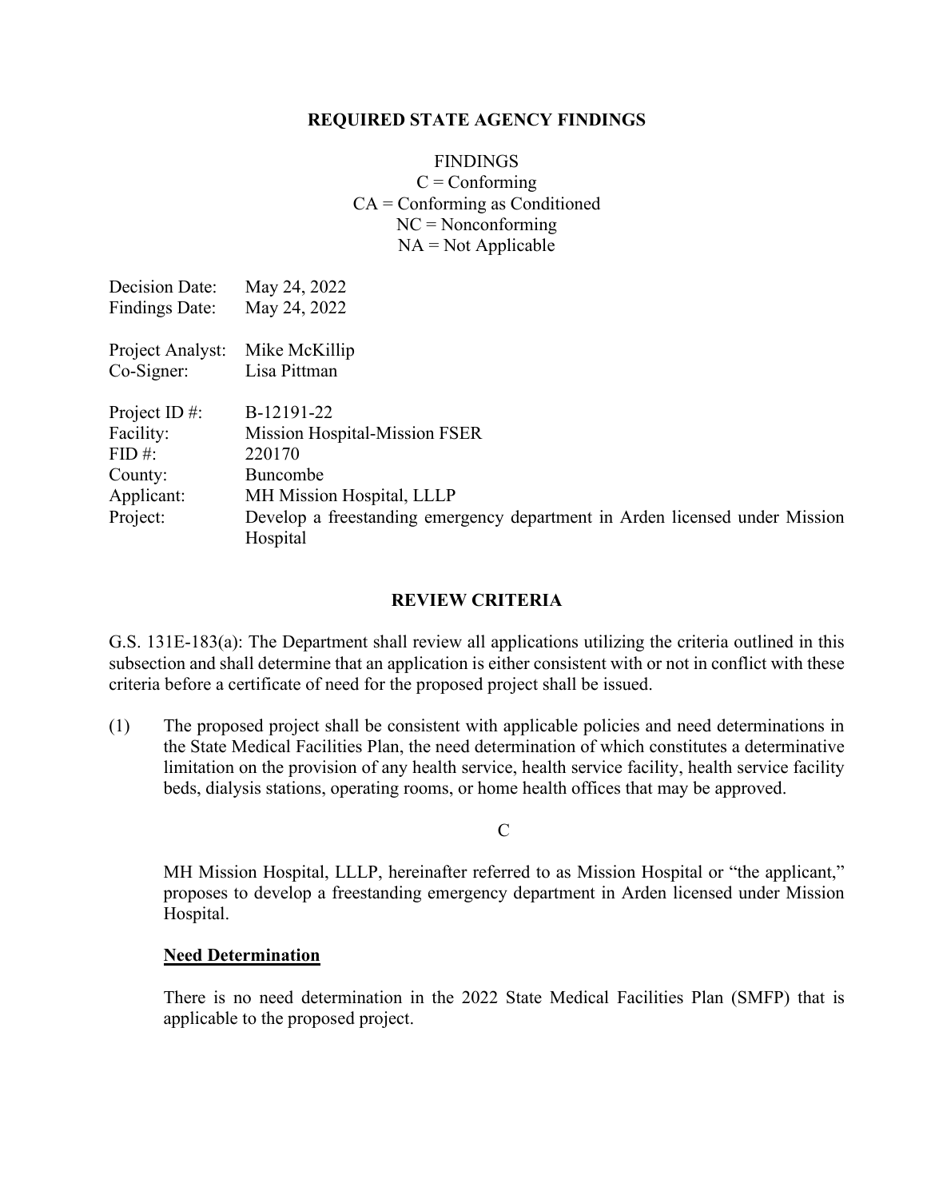## REQUIRED STATE AGENCY FINDINGS

FINDINGS
C = Conforming
CA = Conforming as Conditioned
NC = Nonconforming
NA = Not Applicable

| | |
|---|---|
| Decision Date: | May 24, 2022 |
| Findings Date: | May 24, 2022 |
| | |
| Project Analyst: | Mike McKillip |
| Co-Signer: | Lisa Pittman |
| | |
| Project ID #: | B-12191-22 |
| Facility: | Mission Hospital-Mission FSER |
| FID #: | 220170 |
| County: | Buncombe |
| Applicant: | MH Mission Hospital, LLLP |
| Project: | Develop a freestanding emergency department in Arden licensed under Mission Hospital |

## REVIEW CRITERIA

G.S. 131E-183(a): The Department shall review all applications utilizing the criteria outlined in this subsection and shall determine that an application is either consistent with or not in conflict with these criteria before a certificate of need for the proposed project shall be issued.

(1) The proposed project shall be consistent with applicable policies and need determinations in the State Medical Facilities Plan, the need determination of which constitutes a determinative limitation on the provision of any health service, health service facility, health service facility beds, dialysis stations, operating rooms, or home health offices that may be approved.

C

MH Mission Hospital, LLLP, hereinafter referred to as Mission Hospital or "the applicant," proposes to develop a freestanding emergency department in Arden licensed under Mission Hospital.

**Need Determination**

There is no need determination in the 2022 State Medical Facilities Plan (SMFP) that is applicable to the proposed project.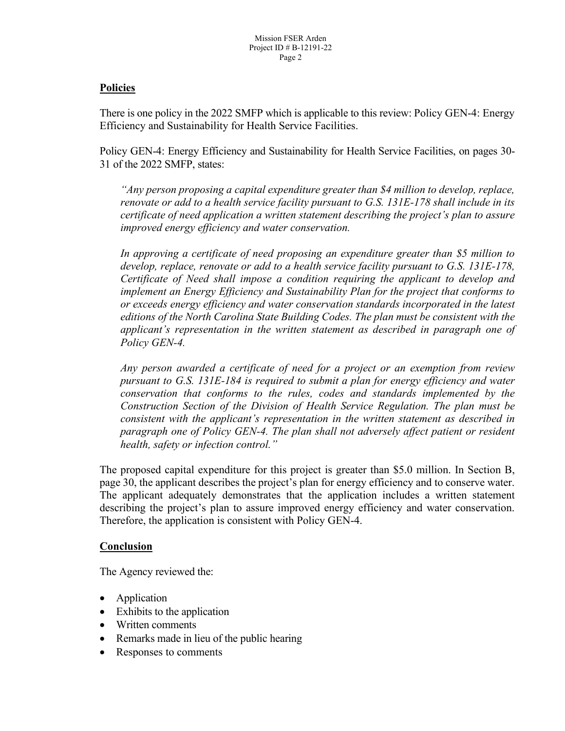**Policies**

There is one policy in the 2022 SMFP which is applicable to this review: Policy GEN-4: Energy Efficiency and Sustainability for Health Service Facilities.

Policy GEN-4: Energy Efficiency and Sustainability for Health Service Facilities, on pages 30-31 of the 2022 SMFP, states:

> *"Any person proposing a capital expenditure greater than $4 million to develop, replace, renovate or add to a health service facility pursuant to G.S. 131E-178 shall include in its certificate of need application a written statement describing the project's plan to assure improved energy efficiency and water conservation.*
>
> *In approving a certificate of need proposing an expenditure greater than $5 million to develop, replace, renovate or add to a health service facility pursuant to G.S. 131E-178, Certificate of Need shall impose a condition requiring the applicant to develop and implement an Energy Efficiency and Sustainability Plan for the project that conforms to or exceeds energy efficiency and water conservation standards incorporated in the latest editions of the North Carolina State Building Codes. The plan must be consistent with the applicant's representation in the written statement as described in paragraph one of Policy GEN-4.*
>
> *Any person awarded a certificate of need for a project or an exemption from review pursuant to G.S. 131E-184 is required to submit a plan for energy efficiency and water conservation that conforms to the rules, codes and standards implemented by the Construction Section of the Division of Health Service Regulation. The plan must be consistent with the applicant's representation in the written statement as described in paragraph one of Policy GEN-4. The plan shall not adversely affect patient or resident health, safety or infection control."*

The proposed capital expenditure for this project is greater than $5.0 million. In Section B, page 30, the applicant describes the project's plan for energy efficiency and to conserve water. The applicant adequately demonstrates that the application includes a written statement describing the project's plan to assure improved energy efficiency and water conservation. Therefore, the application is consistent with Policy GEN-4.

**Conclusion**

The Agency reviewed the:

- Application
- Exhibits to the application
- Written comments
- Remarks made in lieu of the public hearing
- Responses to comments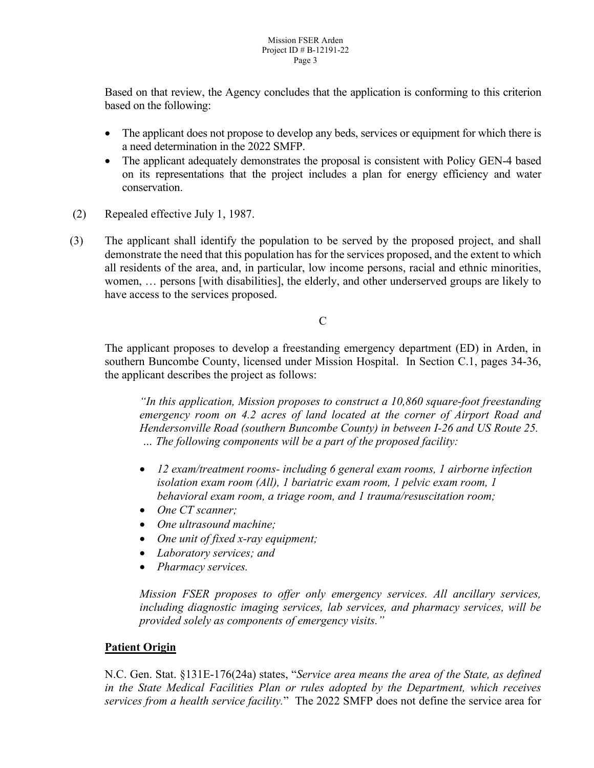Based on that review, the Agency concludes that the application is conforming to this criterion based on the following:

- The applicant does not propose to develop any beds, services or equipment for which there is a need determination in the 2022 SMFP.
- The applicant adequately demonstrates the proposal is consistent with Policy GEN-4 based on its representations that the project includes a plan for energy efficiency and water conservation.

(2) Repealed effective July 1, 1987.

(3) The applicant shall identify the population to be served by the proposed project, and shall demonstrate the need that this population has for the services proposed, and the extent to which all residents of the area, and, in particular, low income persons, racial and ethnic minorities, women, … persons [with disabilities], the elderly, and other underserved groups are likely to have access to the services proposed.

C

The applicant proposes to develop a freestanding emergency department (ED) in Arden, in southern Buncombe County, licensed under Mission Hospital. In Section C.1, pages 34-36, the applicant describes the project as follows:

> *"In this application, Mission proposes to construct a 10,860 square-foot freestanding emergency room on 4.2 acres of land located at the corner of Airport Road and Hendersonville Road (southern Buncombe County) in between I-26 and US Route 25. … The following components will be a part of the proposed facility:*
>
> - *12 exam/treatment rooms- including 6 general exam rooms, 1 airborne infection isolation exam room (All), 1 bariatric exam room, 1 pelvic exam room, 1 behavioral exam room, a triage room, and 1 trauma/resuscitation room;*
> - *One CT scanner;*
> - *One ultrasound machine;*
> - *One unit of fixed x-ray equipment;*
> - *Laboratory services; and*
> - *Pharmacy services.*
>
> *Mission FSER proposes to offer only emergency services. All ancillary services, including diagnostic imaging services, lab services, and pharmacy services, will be provided solely as components of emergency visits."*

**Patient Origin**

N.C. Gen. Stat. §131E-176(24a) states, "*Service area means the area of the State, as defined in the State Medical Facilities Plan or rules adopted by the Department, which receives services from a health service facility.*" The 2022 SMFP does not define the service area for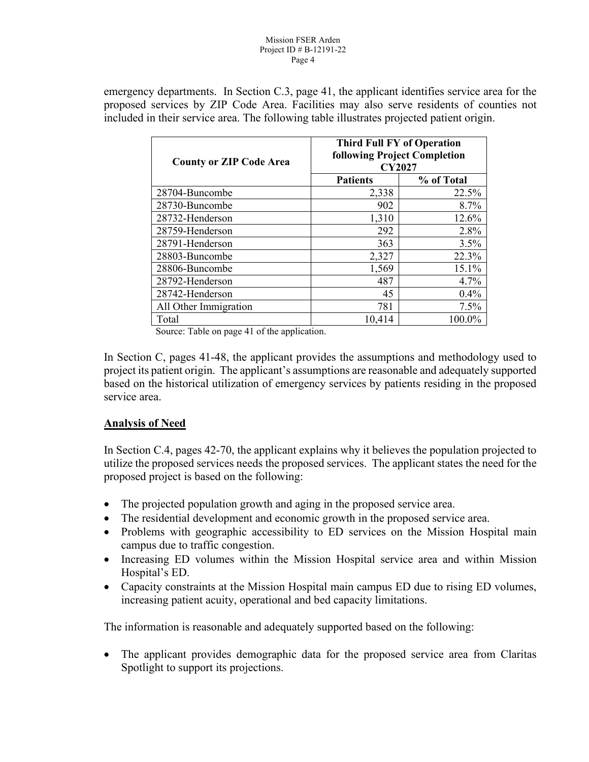emergency departments. In Section C.3, page 41, the applicant identifies service area for the proposed services by ZIP Code Area. Facilities may also serve residents of counties not included in their service area. The following table illustrates projected patient origin.

| County or ZIP Code Area | Third Full FY of Operation following Project Completion CY2027 | |
|---|---|---|
| | Patients | % of Total |
| 28704-Buncombe | 2,338 | 22.5% |
| 28730-Buncombe | 902 | 8.7% |
| 28732-Henderson | 1,310 | 12.6% |
| 28759-Henderson | 292 | 2.8% |
| 28791-Henderson | 363 | 3.5% |
| 28803-Buncombe | 2,327 | 22.3% |
| 28806-Buncombe | 1,569 | 15.1% |
| 28792-Henderson | 487 | 4.7% |
| 28742-Henderson | 45 | 0.4% |
| All Other Immigration | 781 | 7.5% |
| Total | 10,414 | 100.0% |

Source: Table on page 41 of the application.

In Section C, pages 41-48, the applicant provides the assumptions and methodology used to project its patient origin. The applicant's assumptions are reasonable and adequately supported based on the historical utilization of emergency services by patients residing in the proposed service area.

**Analysis of Need**

In Section C.4, pages 42-70, the applicant explains why it believes the population projected to utilize the proposed services needs the proposed services. The applicant states the need for the proposed project is based on the following:

- The projected population growth and aging in the proposed service area.
- The residential development and economic growth in the proposed service area.
- Problems with geographic accessibility to ED services on the Mission Hospital main campus due to traffic congestion.
- Increasing ED volumes within the Mission Hospital service area and within Mission Hospital's ED.
- Capacity constraints at the Mission Hospital main campus ED due to rising ED volumes, increasing patient acuity, operational and bed capacity limitations.

The information is reasonable and adequately supported based on the following:

- The applicant provides demographic data for the proposed service area from Claritas Spotlight to support its projections.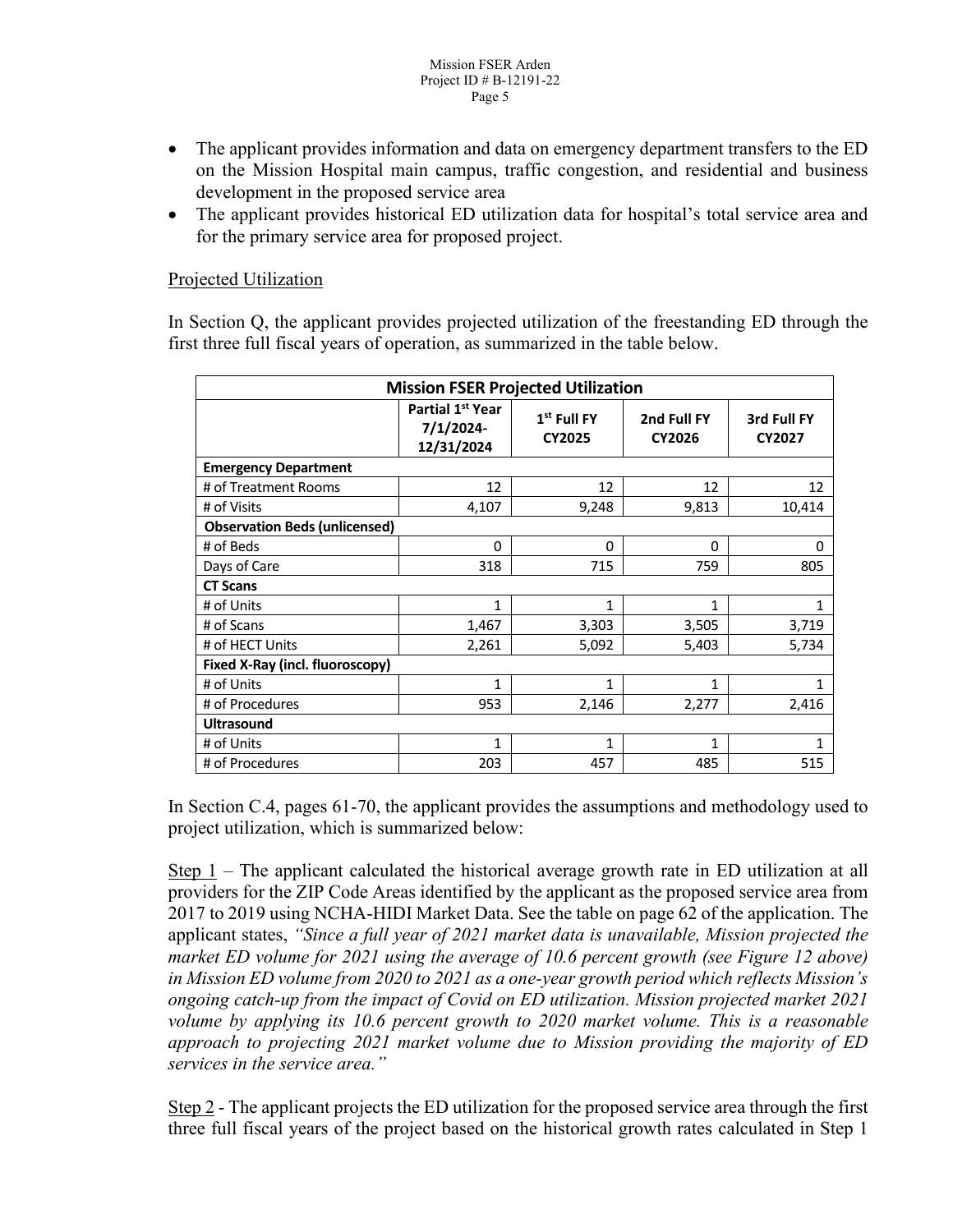- The applicant provides information and data on emergency department transfers to the ED on the Mission Hospital main campus, traffic congestion, and residential and business development in the proposed service area
- The applicant provides historical ED utilization data for hospital's total service area and for the primary service area for proposed project.

Projected Utilization

In Section Q, the applicant provides projected utilization of the freestanding ED through the first three full fiscal years of operation, as summarized in the table below.

| **Mission FSER Projected Utilization** | | | | |
|---|---|---|---|---|
| | **Partial 1st Year 7/1/2024-12/31/2024** | **1st Full FY CY2025** | **2nd Full FY CY2026** | **3rd Full FY CY2027** |
| **Emergency Department** | | | | |
| # of Treatment Rooms | 12 | 12 | 12 | 12 |
| # of Visits | 4,107 | 9,248 | 9,813 | 10,414 |
| **Observation Beds (unlicensed)** | | | | |
| # of Beds | 0 | 0 | 0 | 0 |
| Days of Care | 318 | 715 | 759 | 805 |
| **CT Scans** | | | | |
| # of Units | 1 | 1 | 1 | 1 |
| # of Scans | 1,467 | 3,303 | 3,505 | 3,719 |
| # of HECT Units | 2,261 | 5,092 | 5,403 | 5,734 |
| **Fixed X-Ray (incl. fluoroscopy)** | | | | |
| # of Units | 1 | 1 | 1 | 1 |
| # of Procedures | 953 | 2,146 | 2,277 | 2,416 |
| **Ultrasound** | | | | |
| # of Units | 1 | 1 | 1 | 1 |
| # of Procedures | 203 | 457 | 485 | 515 |

In Section C.4, pages 61-70, the applicant provides the assumptions and methodology used to project utilization, which is summarized below:

Step 1 – The applicant calculated the historical average growth rate in ED utilization at all providers for the ZIP Code Areas identified by the applicant as the proposed service area from 2017 to 2019 using NCHA-HIDI Market Data. See the table on page 62 of the application. The applicant states, *"Since a full year of 2021 market data is unavailable, Mission projected the market ED volume for 2021 using the average of 10.6 percent growth (see Figure 12 above) in Mission ED volume from 2020 to 2021 as a one-year growth period which reflects Mission's ongoing catch-up from the impact of Covid on ED utilization. Mission projected market 2021 volume by applying its 10.6 percent growth to 2020 market volume. This is a reasonable approach to projecting 2021 market volume due to Mission providing the majority of ED services in the service area."*

Step 2 - The applicant projects the ED utilization for the proposed service area through the first three full fiscal years of the project based on the historical growth rates calculated in Step 1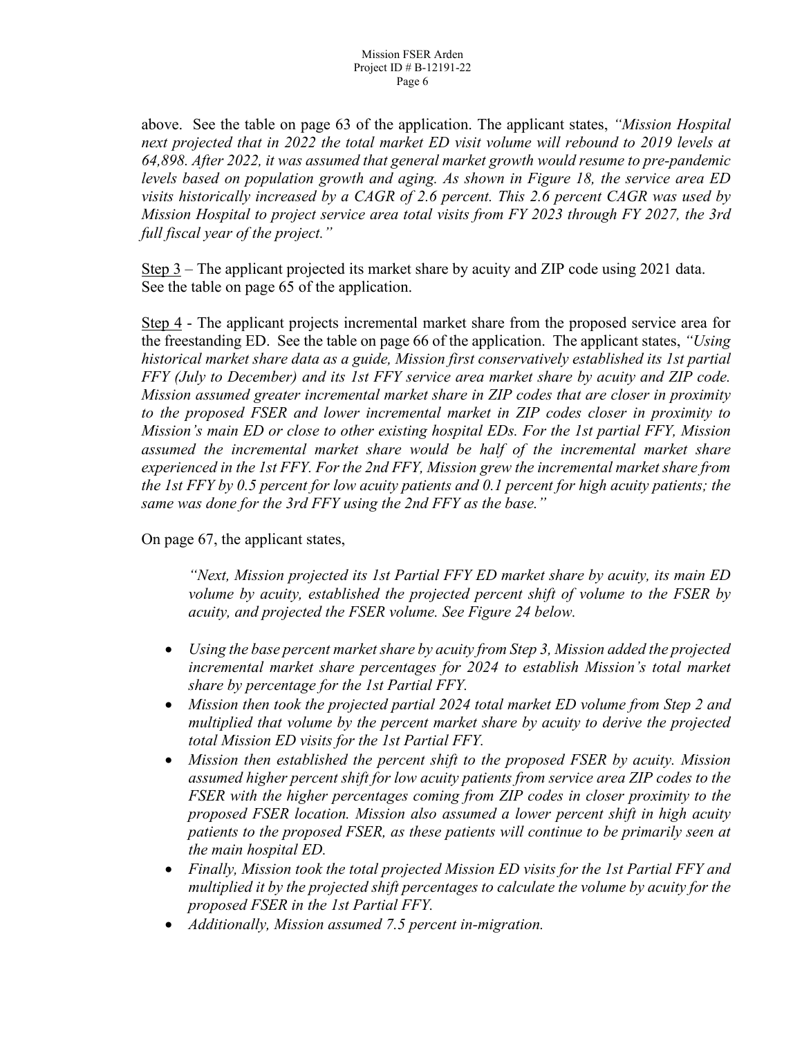above. See the table on page 63 of the application. The applicant states, *"Mission Hospital next projected that in 2022 the total market ED visit volume will rebound to 2019 levels at 64,898. After 2022, it was assumed that general market growth would resume to pre-pandemic levels based on population growth and aging. As shown in Figure 18, the service area ED visits historically increased by a CAGR of 2.6 percent. This 2.6 percent CAGR was used by Mission Hospital to project service area total visits from FY 2023 through FY 2027, the 3rd full fiscal year of the project."*

Step 3 – The applicant projected its market share by acuity and ZIP code using 2021 data. See the table on page 65 of the application.

Step 4 - The applicant projects incremental market share from the proposed service area for the freestanding ED. See the table on page 66 of the application. The applicant states, *"Using historical market share data as a guide, Mission first conservatively established its 1st partial FFY (July to December) and its 1st FFY service area market share by acuity and ZIP code. Mission assumed greater incremental market share in ZIP codes that are closer in proximity to the proposed FSER and lower incremental market in ZIP codes closer in proximity to Mission's main ED or close to other existing hospital EDs. For the 1st partial FFY, Mission assumed the incremental market share would be half of the incremental market share experienced in the 1st FFY. For the 2nd FFY, Mission grew the incremental market share from the 1st FFY by 0.5 percent for low acuity patients and 0.1 percent for high acuity patients; the same was done for the 3rd FFY using the 2nd FFY as the base."*

On page 67, the applicant states,

> *"Next, Mission projected its 1st Partial FFY ED market share by acuity, its main ED volume by acuity, established the projected percent shift of volume to the FSER by acuity, and projected the FSER volume. See Figure 24 below.*

- *Using the base percent market share by acuity from Step 3, Mission added the projected incremental market share percentages for 2024 to establish Mission's total market share by percentage for the 1st Partial FFY.*
- *Mission then took the projected partial 2024 total market ED volume from Step 2 and multiplied that volume by the percent market share by acuity to derive the projected total Mission ED visits for the 1st Partial FFY.*
- *Mission then established the percent shift to the proposed FSER by acuity. Mission assumed higher percent shift for low acuity patients from service area ZIP codes to the FSER with the higher percentages coming from ZIP codes in closer proximity to the proposed FSER location. Mission also assumed a lower percent shift in high acuity patients to the proposed FSER, as these patients will continue to be primarily seen at the main hospital ED.*
- *Finally, Mission took the total projected Mission ED visits for the 1st Partial FFY and multiplied it by the projected shift percentages to calculate the volume by acuity for the proposed FSER in the 1st Partial FFY.*
- *Additionally, Mission assumed 7.5 percent in-migration.*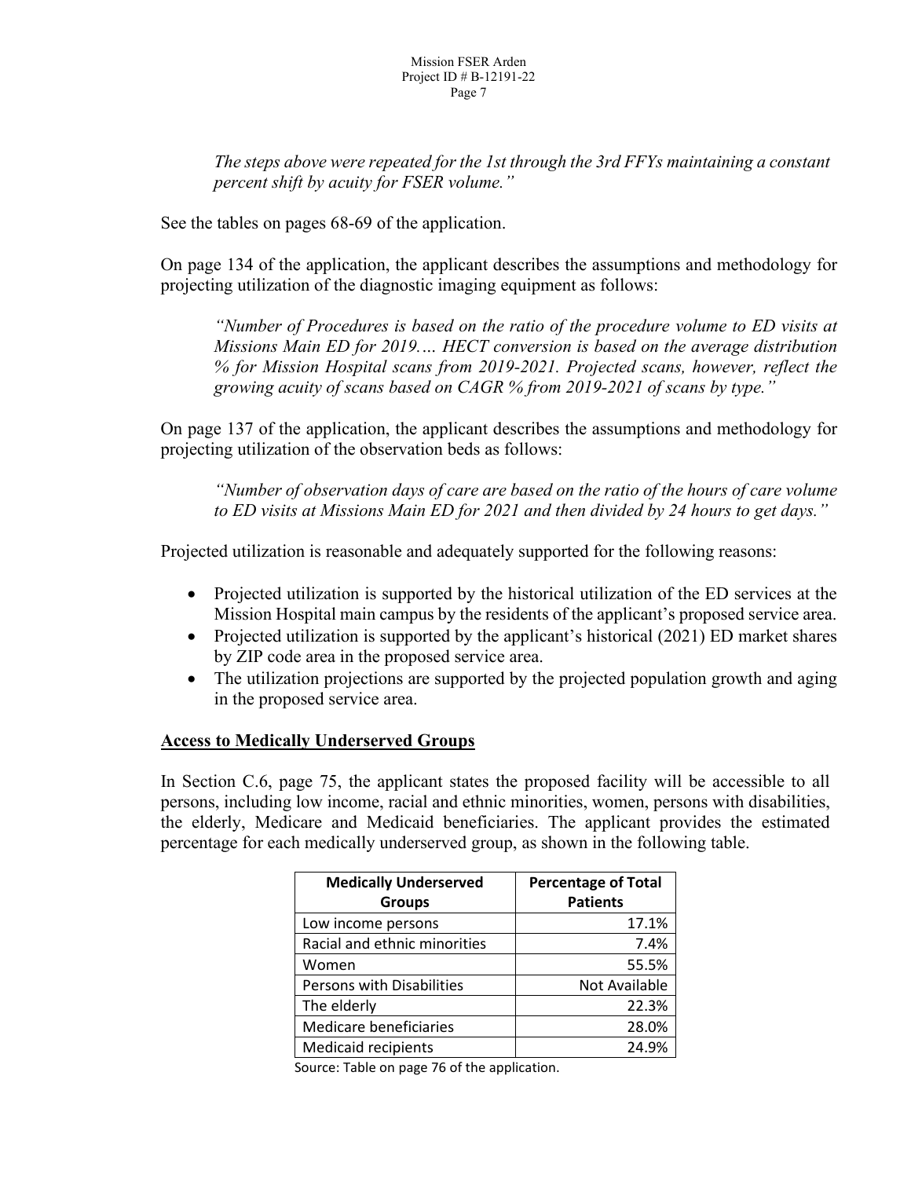> *The steps above were repeated for the 1st through the 3rd FFYs maintaining a constant percent shift by acuity for FSER volume."*

See the tables on pages 68-69 of the application.

On page 134 of the application, the applicant describes the assumptions and methodology for projecting utilization of the diagnostic imaging equipment as follows:

> *"Number of Procedures is based on the ratio of the procedure volume to ED visits at Missions Main ED for 2019…. HECT conversion is based on the average distribution % for Mission Hospital scans from 2019-2021. Projected scans, however, reflect the growing acuity of scans based on CAGR % from 2019-2021 of scans by type."*

On page 137 of the application, the applicant describes the assumptions and methodology for projecting utilization of the observation beds as follows:

> *"Number of observation days of care are based on the ratio of the hours of care volume to ED visits at Missions Main ED for 2021 and then divided by 24 hours to get days."*

Projected utilization is reasonable and adequately supported for the following reasons:

- Projected utilization is supported by the historical utilization of the ED services at the Mission Hospital main campus by the residents of the applicant's proposed service area.
- Projected utilization is supported by the applicant's historical (2021) ED market shares by ZIP code area in the proposed service area.
- The utilization projections are supported by the projected population growth and aging in the proposed service area.

**Access to Medically Underserved Groups**

In Section C.6, page 75, the applicant states the proposed facility will be accessible to all persons, including low income, racial and ethnic minorities, women, persons with disabilities, the elderly, Medicare and Medicaid beneficiaries. The applicant provides the estimated percentage for each medically underserved group, as shown in the following table.

| Medically Underserved Groups | Percentage of Total Patients |
|---|---|
| Low income persons | 17.1% |
| Racial and ethnic minorities | 7.4% |
| Women | 55.5% |
| Persons with Disabilities | Not Available |
| The elderly | 22.3% |
| Medicare beneficiaries | 28.0% |
| Medicaid recipients | 24.9% |

Source: Table on page 76 of the application.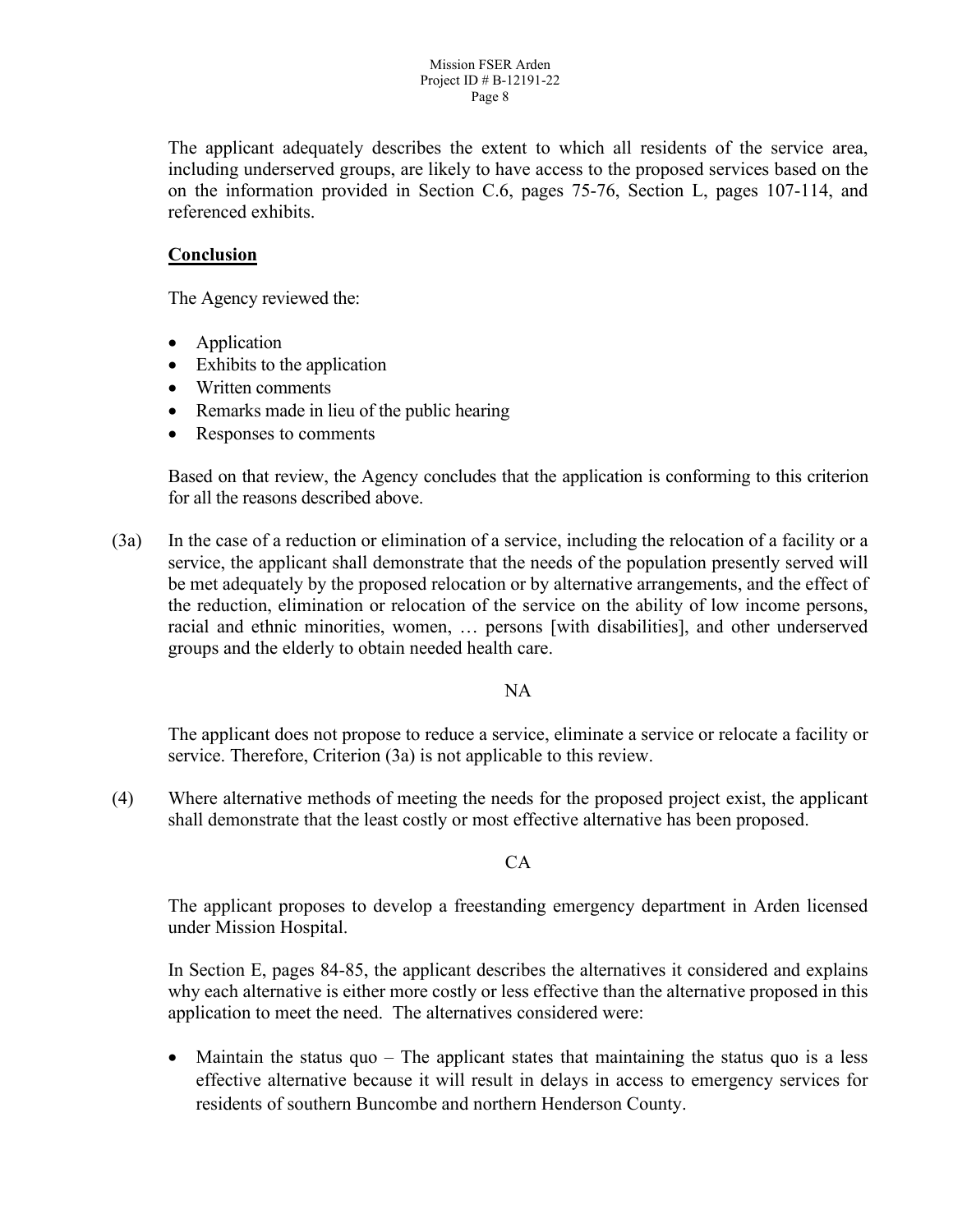The applicant adequately describes the extent to which all residents of the service area, including underserved groups, are likely to have access to the proposed services based on the on the information provided in Section C.6, pages 75-76, Section L, pages 107-114, and referenced exhibits.

**Conclusion**

The Agency reviewed the:

- Application
- Exhibits to the application
- Written comments
- Remarks made in lieu of the public hearing
- Responses to comments

Based on that review, the Agency concludes that the application is conforming to this criterion for all the reasons described above.

(3a) In the case of a reduction or elimination of a service, including the relocation of a facility or a service, the applicant shall demonstrate that the needs of the population presently served will be met adequately by the proposed relocation or by alternative arrangements, and the effect of the reduction, elimination or relocation of the service on the ability of low income persons, racial and ethnic minorities, women, … persons [with disabilities], and other underserved groups and the elderly to obtain needed health care.

NA

The applicant does not propose to reduce a service, eliminate a service or relocate a facility or service. Therefore, Criterion (3a) is not applicable to this review.

(4) Where alternative methods of meeting the needs for the proposed project exist, the applicant shall demonstrate that the least costly or most effective alternative has been proposed.

CA

The applicant proposes to develop a freestanding emergency department in Arden licensed under Mission Hospital.

In Section E, pages 84-85, the applicant describes the alternatives it considered and explains why each alternative is either more costly or less effective than the alternative proposed in this application to meet the need. The alternatives considered were:

- Maintain the status quo – The applicant states that maintaining the status quo is a less effective alternative because it will result in delays in access to emergency services for residents of southern Buncombe and northern Henderson County.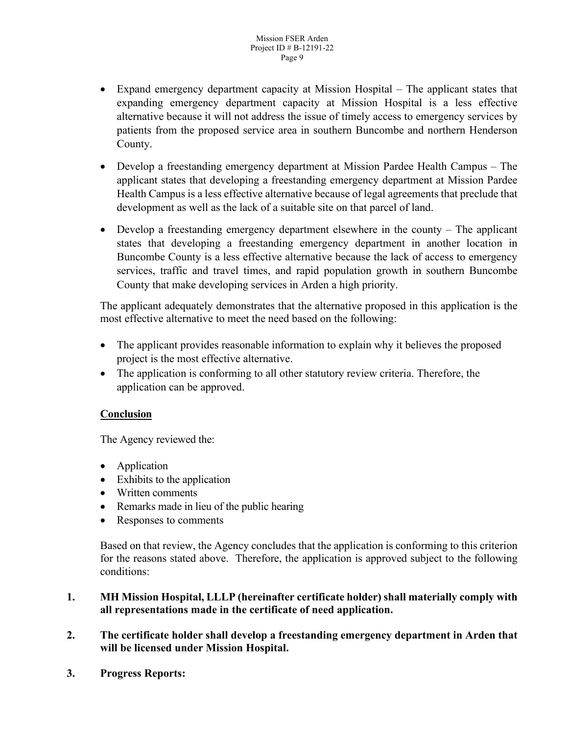- Expand emergency department capacity at Mission Hospital – The applicant states that expanding emergency department capacity at Mission Hospital is a less effective alternative because it will not address the issue of timely access to emergency services by patients from the proposed service area in southern Buncombe and northern Henderson County.
- Develop a freestanding emergency department at Mission Pardee Health Campus – The applicant states that developing a freestanding emergency department at Mission Pardee Health Campus is a less effective alternative because of legal agreements that preclude that development as well as the lack of a suitable site on that parcel of land.
- Develop a freestanding emergency department elsewhere in the county – The applicant states that developing a freestanding emergency department in another location in Buncombe County is a less effective alternative because the lack of access to emergency services, traffic and travel times, and rapid population growth in southern Buncombe County that make developing services in Arden a high priority.

The applicant adequately demonstrates that the alternative proposed in this application is the most effective alternative to meet the need based on the following:

- The applicant provides reasonable information to explain why it believes the proposed project is the most effective alternative.
- The application is conforming to all other statutory review criteria. Therefore, the application can be approved.

**Conclusion**

The Agency reviewed the:

- Application
- Exhibits to the application
- Written comments
- Remarks made in lieu of the public hearing
- Responses to comments

Based on that review, the Agency concludes that the application is conforming to this criterion for the reasons stated above. Therefore, the application is approved subject to the following conditions:

1. **MH Mission Hospital, LLLP (hereinafter certificate holder) shall materially comply with all representations made in the certificate of need application.**

2. **The certificate holder shall develop a freestanding emergency department in Arden that will be licensed under Mission Hospital.**

3. **Progress Reports:**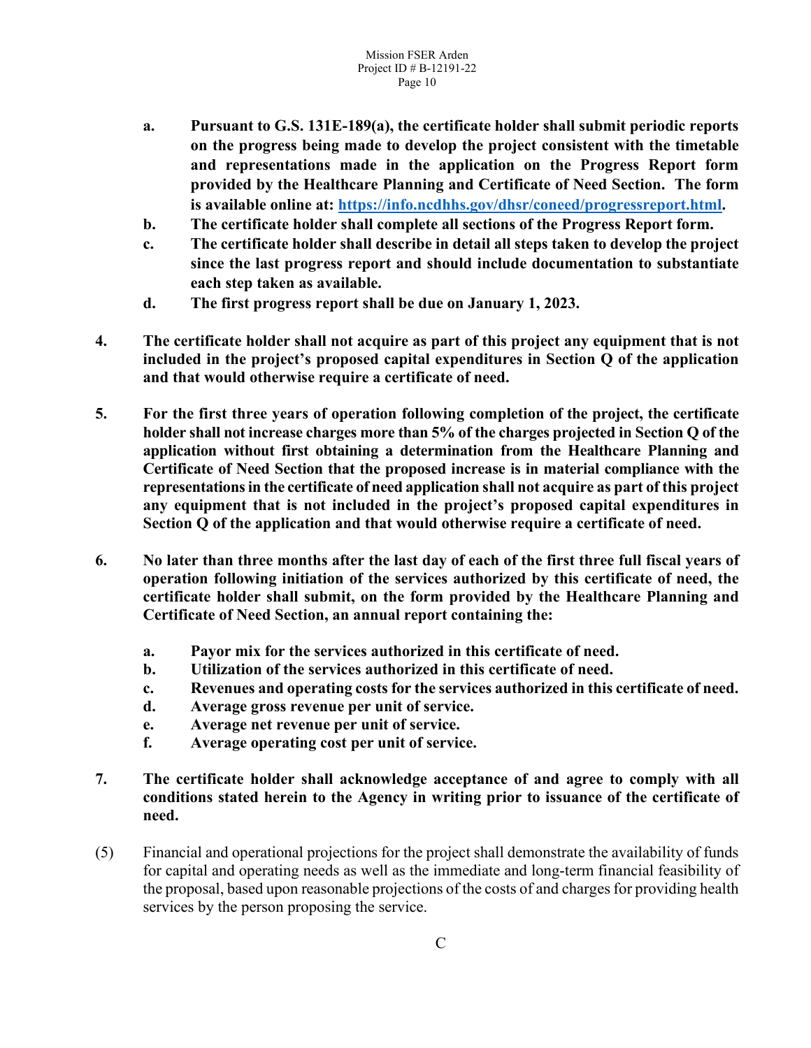- **a. Pursuant to G.S. 131E-189(a), the certificate holder shall submit periodic reports on the progress being made to develop the project consistent with the timetable and representations made in the application on the Progress Report form provided by the Healthcare Planning and Certificate of Need Section. The form is available online at: [https://info.ncdhhs.gov/dhsr/coneed/progressreport.html](https://info.ncdhhs.gov/dhsr/coneed/progressreport.html).**
   - **b. The certificate holder shall complete all sections of the Progress Report form.**
   - **c. The certificate holder shall describe in detail all steps taken to develop the project since the last progress report and should include documentation to substantiate each step taken as available.**
   - **d. The first progress report shall be due on January 1, 2023.**

4. **The certificate holder shall not acquire as part of this project any equipment that is not included in the project's proposed capital expenditures in Section Q of the application and that would otherwise require a certificate of need.**

5. **For the first three years of operation following completion of the project, the certificate holder shall not increase charges more than 5% of the charges projected in Section Q of the application without first obtaining a determination from the Healthcare Planning and Certificate of Need Section that the proposed increase is in material compliance with the representations in the certificate of need application shall not acquire as part of this project any equipment that is not included in the project's proposed capital expenditures in Section Q of the application and that would otherwise require a certificate of need.**

6. **No later than three months after the last day of each of the first three full fiscal years of operation following initiation of the services authorized by this certificate of need, the certificate holder shall submit, on the form provided by the Healthcare Planning and Certificate of Need Section, an annual report containing the:**

   - **a. Payor mix for the services authorized in this certificate of need.**
   - **b. Utilization of the services authorized in this certificate of need.**
   - **c. Revenues and operating costs for the services authorized in this certificate of need.**
   - **d. Average gross revenue per unit of service.**
   - **e. Average net revenue per unit of service.**
   - **f. Average operating cost per unit of service.**

7. **The certificate holder shall acknowledge acceptance of and agree to comply with all conditions stated herein to the Agency in writing prior to issuance of the certificate of need.**

(5) Financial and operational projections for the project shall demonstrate the availability of funds for capital and operating needs as well as the immediate and long-term financial feasibility of the proposal, based upon reasonable projections of the costs of and charges for providing health services by the person proposing the service.

C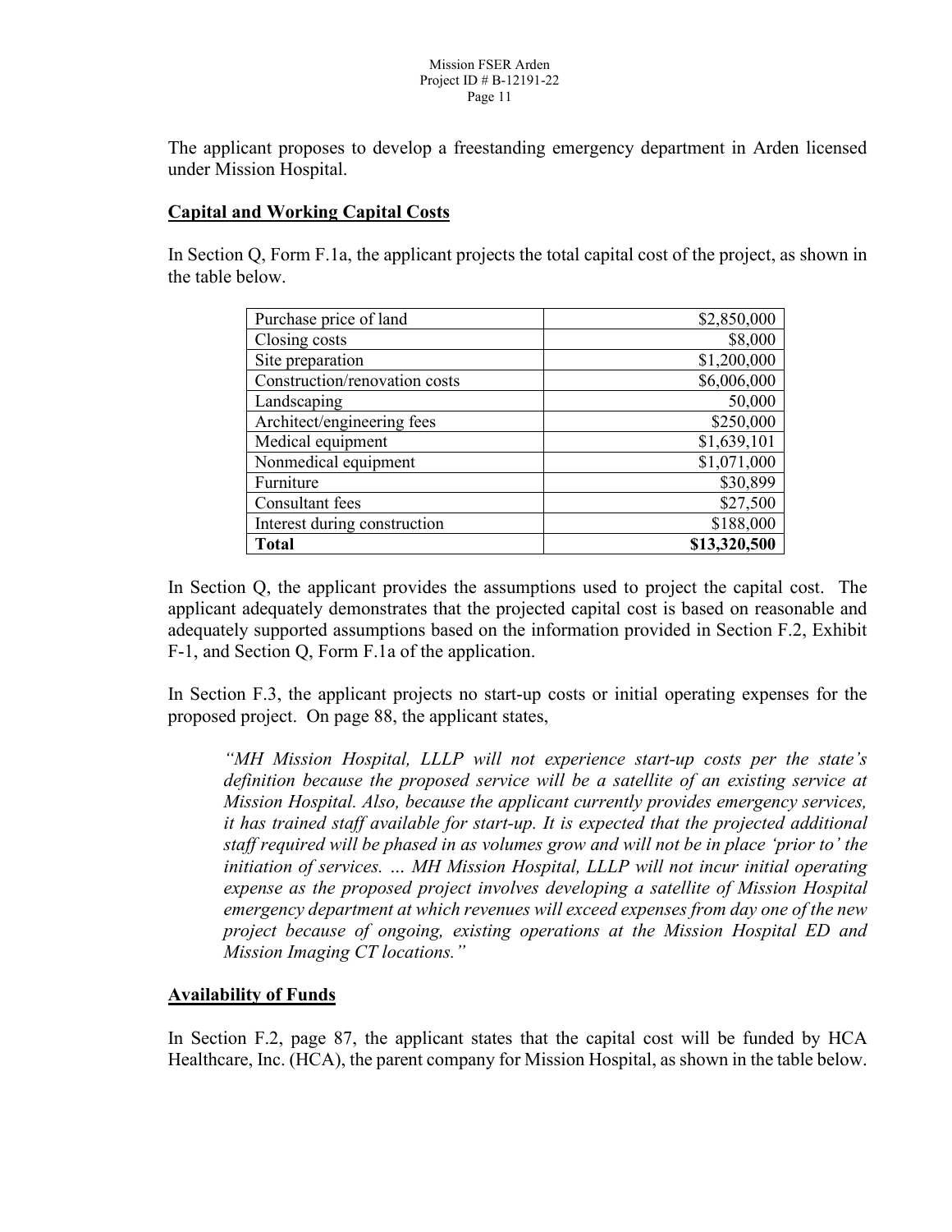The applicant proposes to develop a freestanding emergency department in Arden licensed under Mission Hospital.

**Capital and Working Capital Costs**

In Section Q, Form F.1a, the applicant projects the total capital cost of the project, as shown in the table below.

| | |
|---|---:|
| Purchase price of land | $2,850,000 |
| Closing costs | $8,000 |
| Site preparation | $1,200,000 |
| Construction/renovation costs | $6,006,000 |
| Landscaping | 50,000 |
| Architect/engineering fees | $250,000 |
| Medical equipment | $1,639,101 |
| Nonmedical equipment | $1,071,000 |
| Furniture | $30,899 |
| Consultant fees | $27,500 |
| Interest during construction | $188,000 |
| **Total** | **$13,320,500** |

In Section Q, the applicant provides the assumptions used to project the capital cost. The applicant adequately demonstrates that the projected capital cost is based on reasonable and adequately supported assumptions based on the information provided in Section F.2, Exhibit F-1, and Section Q, Form F.1a of the application.

In Section F.3, the applicant projects no start-up costs or initial operating expenses for the proposed project. On page 88, the applicant states,

> *"MH Mission Hospital, LLLP will not experience start-up costs per the state's definition because the proposed service will be a satellite of an existing service at Mission Hospital. Also, because the applicant currently provides emergency services, it has trained staff available for start-up. It is expected that the projected additional staff required will be phased in as volumes grow and will not be in place 'prior to' the initiation of services. … MH Mission Hospital, LLLP will not incur initial operating expense as the proposed project involves developing a satellite of Mission Hospital emergency department at which revenues will exceed expenses from day one of the new project because of ongoing, existing operations at the Mission Hospital ED and Mission Imaging CT locations."*

**Availability of Funds**

In Section F.2, page 87, the applicant states that the capital cost will be funded by HCA Healthcare, Inc. (HCA), the parent company for Mission Hospital, as shown in the table below.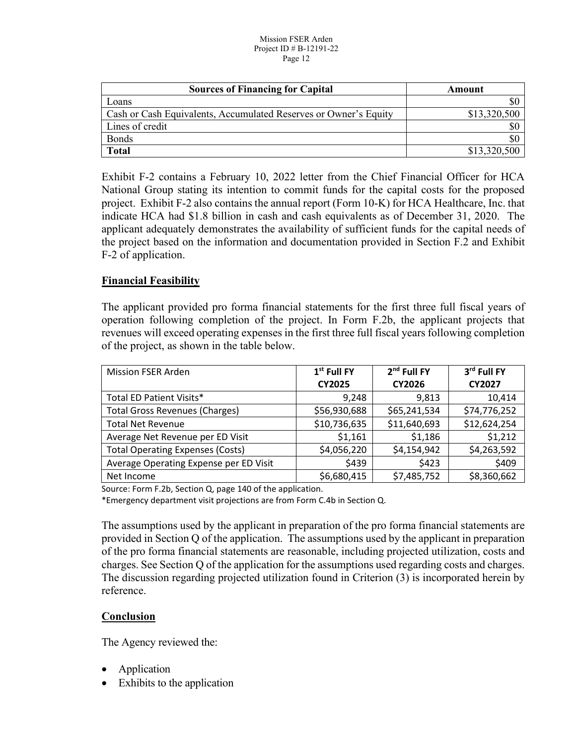| Sources of Financing for Capital | Amount |
| --- | --- |
| Loans | $0 |
| Cash or Cash Equivalents, Accumulated Reserves or Owner's Equity | $13,320,500 |
| Lines of credit | $0 |
| Bonds | $0 |
| **Total** | $13,320,500 |

Exhibit F-2 contains a February 10, 2022 letter from the Chief Financial Officer for HCA National Group stating its intention to commit funds for the capital costs for the proposed project. Exhibit F-2 also contains the annual report (Form 10-K) for HCA Healthcare, Inc. that indicate HCA had $1.8 billion in cash and cash equivalents as of December 31, 2020. The applicant adequately demonstrates the availability of sufficient funds for the capital needs of the project based on the information and documentation provided in Section F.2 and Exhibit F-2 of application.

**Financial Feasibility**

The applicant provided pro forma financial statements for the first three full fiscal years of operation following completion of the project. In Form F.2b, the applicant projects that revenues will exceed operating expenses in the first three full fiscal years following completion of the project, as shown in the table below.

| Mission FSER Arden | 1st Full FY CY2025 | 2nd Full FY CY2026 | 3rd Full FY CY2027 |
| --- | --- | --- | --- |
| Total ED Patient Visits* | 9,248 | 9,813 | 10,414 |
| Total Gross Revenues (Charges) | $56,930,688 | $65,241,534 | $74,776,252 |
| Total Net Revenue | $10,736,635 | $11,640,693 | $12,624,254 |
| Average Net Revenue per ED Visit | $1,161 | $1,186 | $1,212 |
| Total Operating Expenses (Costs) | $4,056,220 | $4,154,942 | $4,263,592 |
| Average Operating Expense per ED Visit | $439 | $423 | $409 |
| Net Income | $6,680,415 | $7,485,752 | $8,360,662 |

Source: Form F.2b, Section Q, page 140 of the application.
*Emergency department visit projections are from Form C.4b in Section Q.

The assumptions used by the applicant in preparation of the pro forma financial statements are provided in Section Q of the application. The assumptions used by the applicant in preparation of the pro forma financial statements are reasonable, including projected utilization, costs and charges. See Section Q of the application for the assumptions used regarding costs and charges. The discussion regarding projected utilization found in Criterion (3) is incorporated herein by reference.

**Conclusion**

The Agency reviewed the:

- Application
- Exhibits to the application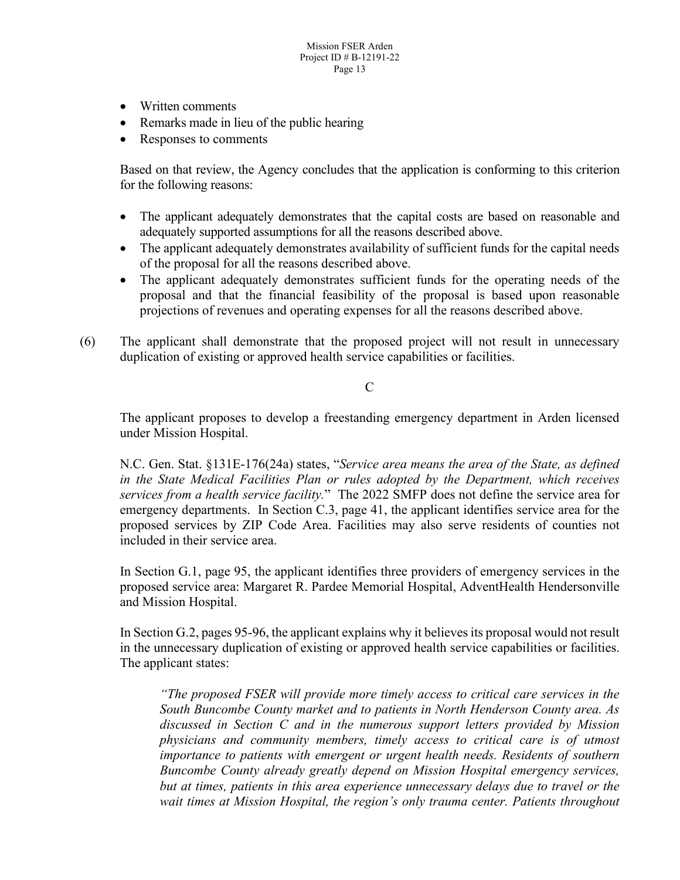- Written comments
- Remarks made in lieu of the public hearing
- Responses to comments

Based on that review, the Agency concludes that the application is conforming to this criterion for the following reasons:

- The applicant adequately demonstrates that the capital costs are based on reasonable and adequately supported assumptions for all the reasons described above.
- The applicant adequately demonstrates availability of sufficient funds for the capital needs of the proposal for all the reasons described above.
- The applicant adequately demonstrates sufficient funds for the operating needs of the proposal and that the financial feasibility of the proposal is based upon reasonable projections of revenues and operating expenses for all the reasons described above.

(6) The applicant shall demonstrate that the proposed project will not result in unnecessary duplication of existing or approved health service capabilities or facilities.

C

The applicant proposes to develop a freestanding emergency department in Arden licensed under Mission Hospital.

N.C. Gen. Stat. §131E-176(24a) states, "*Service area means the area of the State, as defined in the State Medical Facilities Plan or rules adopted by the Department, which receives services from a health service facility.*" The 2022 SMFP does not define the service area for emergency departments. In Section C.3, page 41, the applicant identifies service area for the proposed services by ZIP Code Area. Facilities may also serve residents of counties not included in their service area.

In Section G.1, page 95, the applicant identifies three providers of emergency services in the proposed service area: Margaret R. Pardee Memorial Hospital, AdventHealth Hendersonville and Mission Hospital.

In Section G.2, pages 95-96, the applicant explains why it believes its proposal would not result in the unnecessary duplication of existing or approved health service capabilities or facilities. The applicant states:

> *"The proposed FSER will provide more timely access to critical care services in the South Buncombe County market and to patients in North Henderson County area. As discussed in Section C and in the numerous support letters provided by Mission physicians and community members, timely access to critical care is of utmost importance to patients with emergent or urgent health needs. Residents of southern Buncombe County already greatly depend on Mission Hospital emergency services, but at times, patients in this area experience unnecessary delays due to travel or the wait times at Mission Hospital, the region's only trauma center. Patients throughout*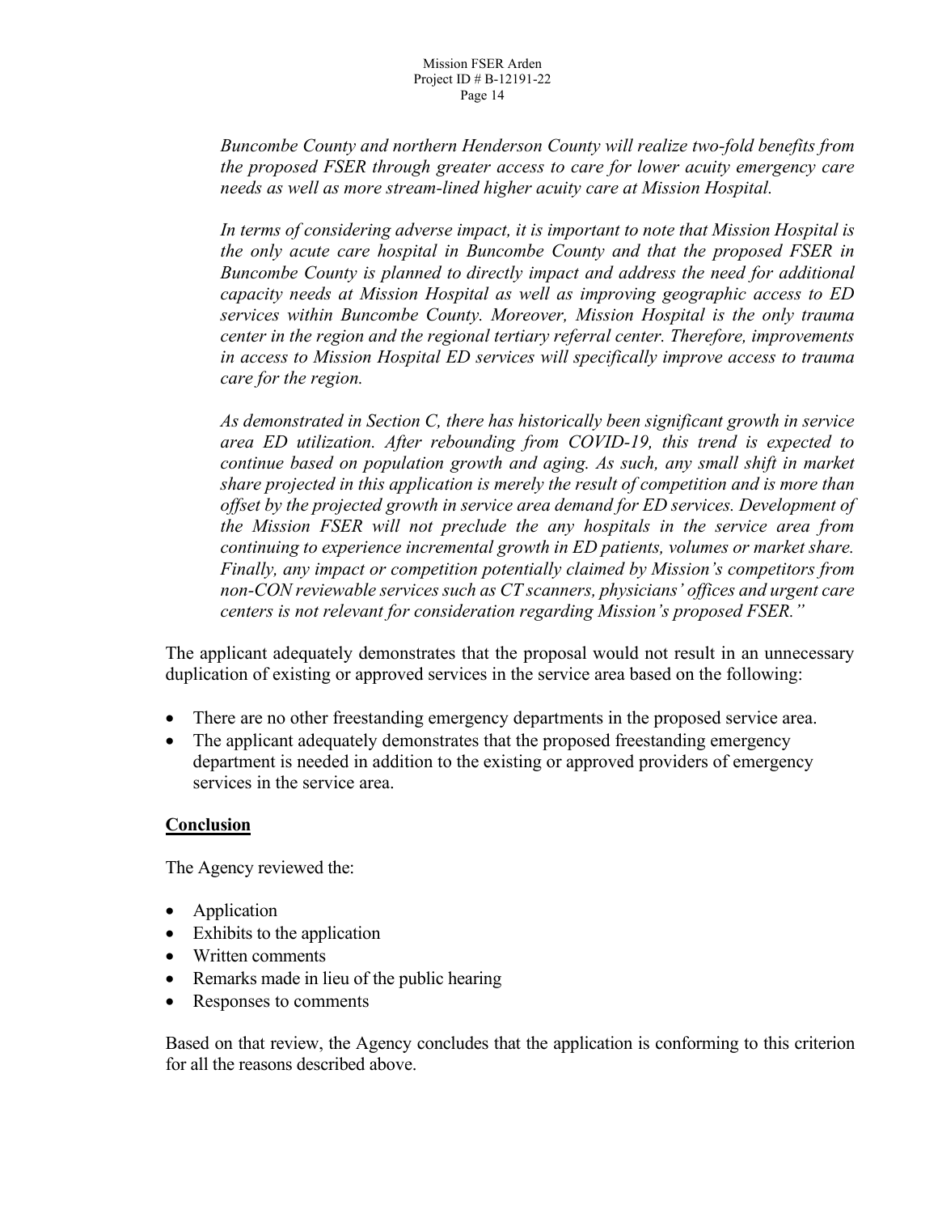*Buncombe County and northern Henderson County will realize two-fold benefits from the proposed FSER through greater access to care for lower acuity emergency care needs as well as more stream-lined higher acuity care at Mission Hospital.*

*In terms of considering adverse impact, it is important to note that Mission Hospital is the only acute care hospital in Buncombe County and that the proposed FSER in Buncombe County is planned to directly impact and address the need for additional capacity needs at Mission Hospital as well as improving geographic access to ED services within Buncombe County. Moreover, Mission Hospital is the only trauma center in the region and the regional tertiary referral center. Therefore, improvements in access to Mission Hospital ED services will specifically improve access to trauma care for the region.*

*As demonstrated in Section C, there has historically been significant growth in service area ED utilization. After rebounding from COVID-19, this trend is expected to continue based on population growth and aging. As such, any small shift in market share projected in this application is merely the result of competition and is more than offset by the projected growth in service area demand for ED services. Development of the Mission FSER will not preclude the any hospitals in the service area from continuing to experience incremental growth in ED patients, volumes or market share. Finally, any impact or competition potentially claimed by Mission's competitors from non-CON reviewable services such as CT scanners, physicians' offices and urgent care centers is not relevant for consideration regarding Mission's proposed FSER."*

The applicant adequately demonstrates that the proposal would not result in an unnecessary duplication of existing or approved services in the service area based on the following:

- There are no other freestanding emergency departments in the proposed service area.
- The applicant adequately demonstrates that the proposed freestanding emergency department is needed in addition to the existing or approved providers of emergency services in the service area.

**Conclusion**

The Agency reviewed the:

- Application
- Exhibits to the application
- Written comments
- Remarks made in lieu of the public hearing
- Responses to comments

Based on that review, the Agency concludes that the application is conforming to this criterion for all the reasons described above.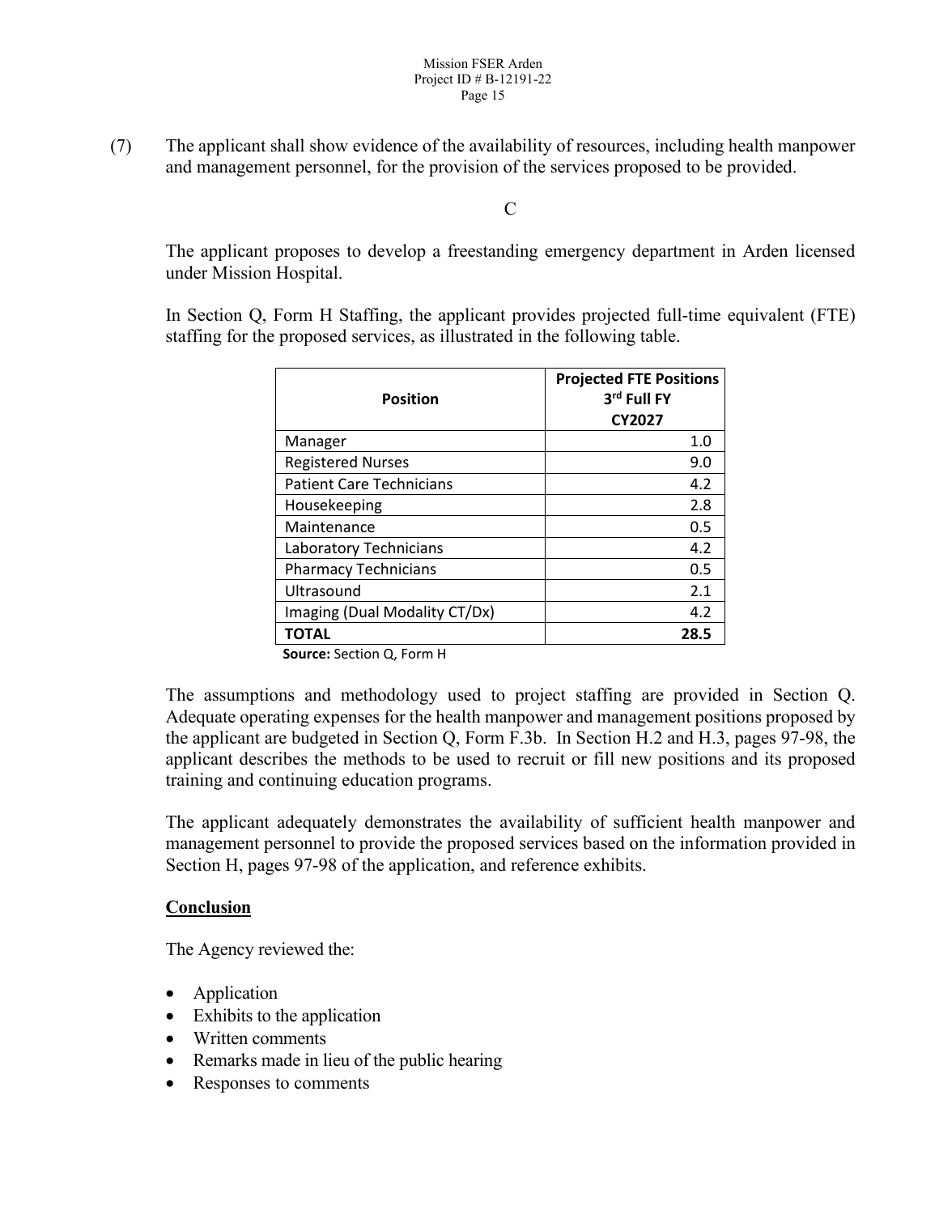(7) The applicant shall show evidence of the availability of resources, including health manpower and management personnel, for the provision of the services proposed to be provided.

C

The applicant proposes to develop a freestanding emergency department in Arden licensed under Mission Hospital.

In Section Q, Form H Staffing, the applicant provides projected full-time equivalent (FTE) staffing for the proposed services, as illustrated in the following table.

| Position | Projected FTE Positions 3rd Full FY CY2027 |
|---|---|
| Manager | 1.0 |
| Registered Nurses | 9.0 |
| Patient Care Technicians | 4.2 |
| Housekeeping | 2.8 |
| Maintenance | 0.5 |
| Laboratory Technicians | 4.2 |
| Pharmacy Technicians | 0.5 |
| Ultrasound | 2.1 |
| Imaging (Dual Modality CT/Dx) | 4.2 |
| **TOTAL** | **28.5** |

**Source:** Section Q, Form H

The assumptions and methodology used to project staffing are provided in Section Q. Adequate operating expenses for the health manpower and management positions proposed by the applicant are budgeted in Section Q, Form F.3b. In Section H.2 and H.3, pages 97-98, the applicant describes the methods to be used to recruit or fill new positions and its proposed training and continuing education programs.

The applicant adequately demonstrates the availability of sufficient health manpower and management personnel to provide the proposed services based on the information provided in Section H, pages 97-98 of the application, and reference exhibits.

**Conclusion**

The Agency reviewed the:

- Application
- Exhibits to the application
- Written comments
- Remarks made in lieu of the public hearing
- Responses to comments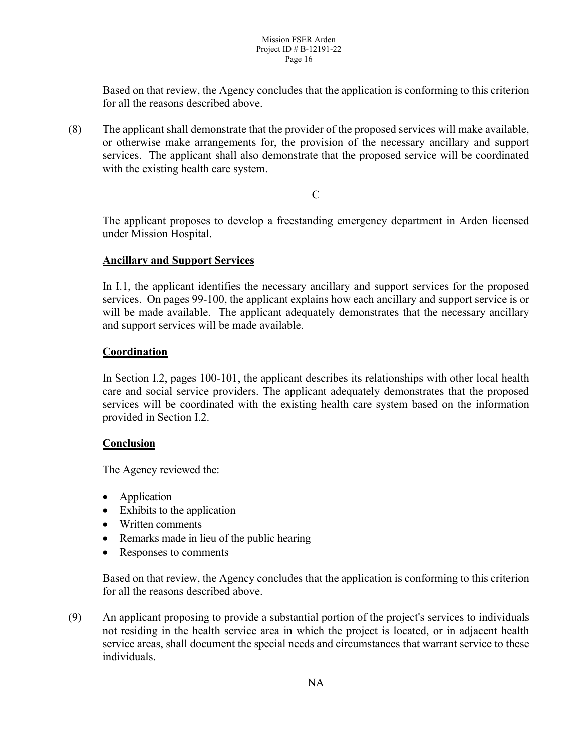Based on that review, the Agency concludes that the application is conforming to this criterion for all the reasons described above.

(8) The applicant shall demonstrate that the provider of the proposed services will make available, or otherwise make arrangements for, the provision of the necessary ancillary and support services. The applicant shall also demonstrate that the proposed service will be coordinated with the existing health care system.

C

The applicant proposes to develop a freestanding emergency department in Arden licensed under Mission Hospital.

**Ancillary and Support Services**

In I.1, the applicant identifies the necessary ancillary and support services for the proposed services. On pages 99-100, the applicant explains how each ancillary and support service is or will be made available. The applicant adequately demonstrates that the necessary ancillary and support services will be made available.

**Coordination**

In Section I.2, pages 100-101, the applicant describes its relationships with other local health care and social service providers. The applicant adequately demonstrates that the proposed services will be coordinated with the existing health care system based on the information provided in Section I.2.

**Conclusion**

The Agency reviewed the:

- Application
- Exhibits to the application
- Written comments
- Remarks made in lieu of the public hearing
- Responses to comments

Based on that review, the Agency concludes that the application is conforming to this criterion for all the reasons described above.

(9) An applicant proposing to provide a substantial portion of the project's services to individuals not residing in the health service area in which the project is located, or in adjacent health service areas, shall document the special needs and circumstances that warrant service to these individuals.

NA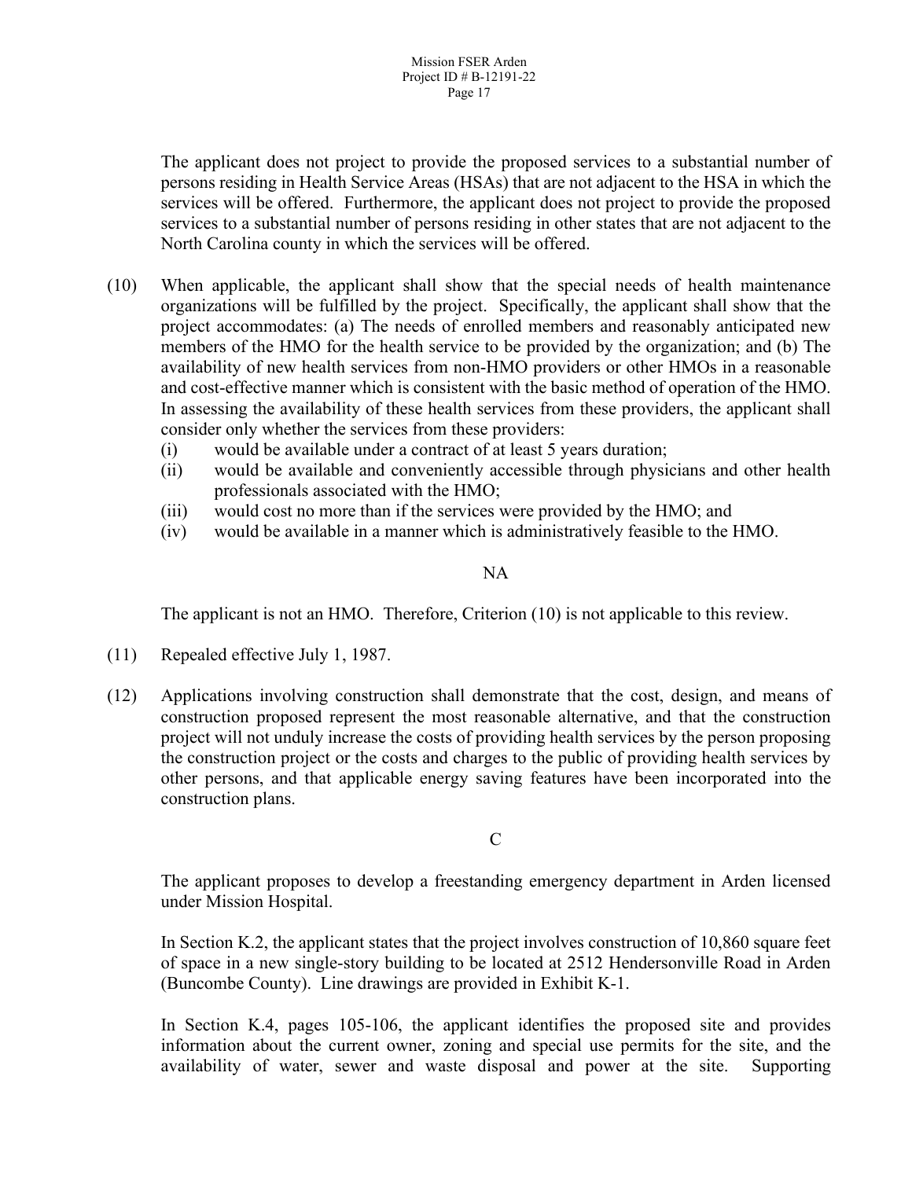The applicant does not project to provide the proposed services to a substantial number of persons residing in Health Service Areas (HSAs) that are not adjacent to the HSA in which the services will be offered. Furthermore, the applicant does not project to provide the proposed services to a substantial number of persons residing in other states that are not adjacent to the North Carolina county in which the services will be offered.

(10) When applicable, the applicant shall show that the special needs of health maintenance organizations will be fulfilled by the project. Specifically, the applicant shall show that the project accommodates: (a) The needs of enrolled members and reasonably anticipated new members of the HMO for the health service to be provided by the organization; and (b) The availability of new health services from non-HMO providers or other HMOs in a reasonable and cost-effective manner which is consistent with the basic method of operation of the HMO. In assessing the availability of these health services from these providers, the applicant shall consider only whether the services from these providers:

- (i) would be available under a contract of at least 5 years duration;
- (ii) would be available and conveniently accessible through physicians and other health professionals associated with the HMO;
- (iii) would cost no more than if the services were provided by the HMO; and
- (iv) would be available in a manner which is administratively feasible to the HMO.

NA

The applicant is not an HMO. Therefore, Criterion (10) is not applicable to this review.

(11) Repealed effective July 1, 1987.

(12) Applications involving construction shall demonstrate that the cost, design, and means of construction proposed represent the most reasonable alternative, and that the construction project will not unduly increase the costs of providing health services by the person proposing the construction project or the costs and charges to the public of providing health services by other persons, and that applicable energy saving features have been incorporated into the construction plans.

C

The applicant proposes to develop a freestanding emergency department in Arden licensed under Mission Hospital.

In Section K.2, the applicant states that the project involves construction of 10,860 square feet of space in a new single-story building to be located at 2512 Hendersonville Road in Arden (Buncombe County). Line drawings are provided in Exhibit K-1.

In Section K.4, pages 105-106, the applicant identifies the proposed site and provides information about the current owner, zoning and special use permits for the site, and the availability of water, sewer and waste disposal and power at the site. Supporting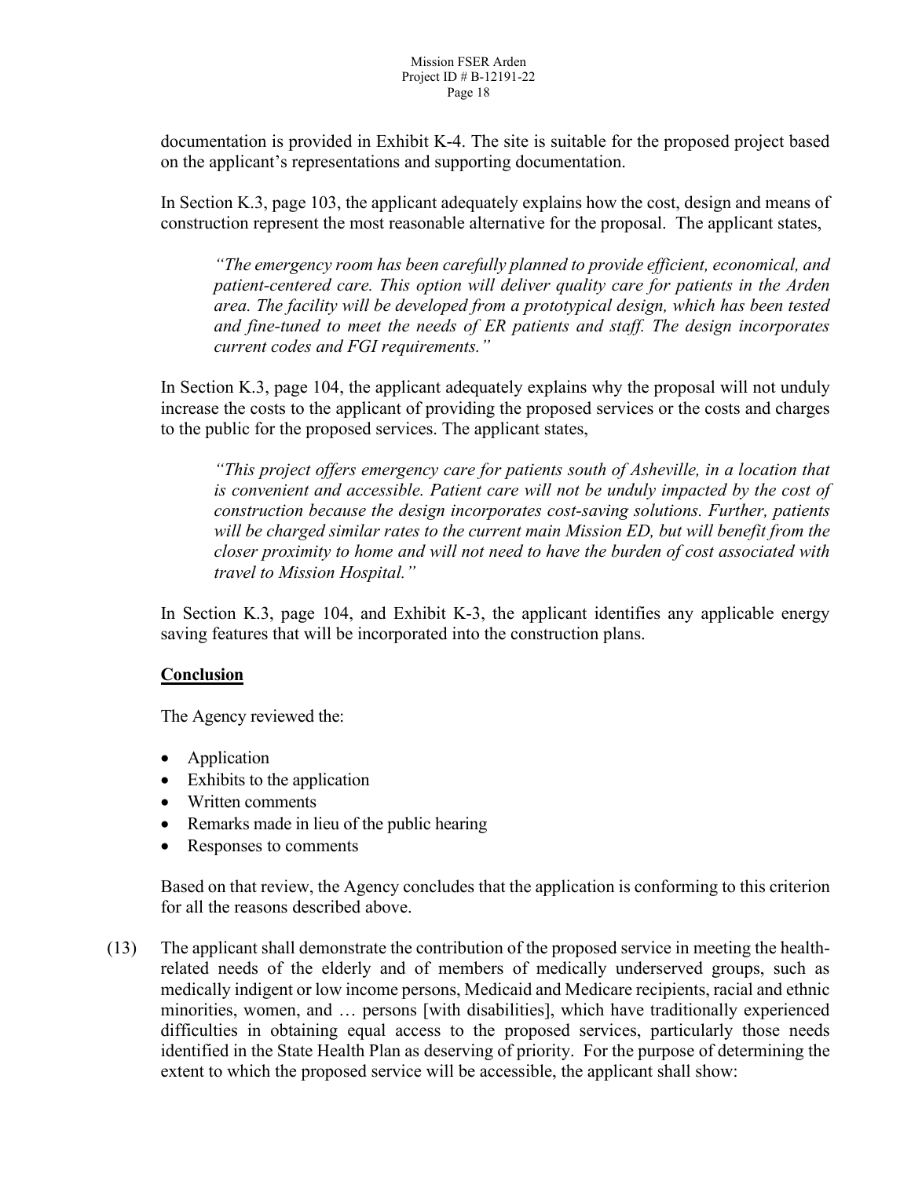documentation is provided in Exhibit K-4. The site is suitable for the proposed project based on the applicant's representations and supporting documentation.

In Section K.3, page 103, the applicant adequately explains how the cost, design and means of construction represent the most reasonable alternative for the proposal. The applicant states,

> *"The emergency room has been carefully planned to provide efficient, economical, and patient-centered care. This option will deliver quality care for patients in the Arden area. The facility will be developed from a prototypical design, which has been tested and fine-tuned to meet the needs of ER patients and staff. The design incorporates current codes and FGI requirements."*

In Section K.3, page 104, the applicant adequately explains why the proposal will not unduly increase the costs to the applicant of providing the proposed services or the costs and charges to the public for the proposed services. The applicant states,

> *"This project offers emergency care for patients south of Asheville, in a location that is convenient and accessible. Patient care will not be unduly impacted by the cost of construction because the design incorporates cost-saving solutions. Further, patients will be charged similar rates to the current main Mission ED, but will benefit from the closer proximity to home and will not need to have the burden of cost associated with travel to Mission Hospital."*

In Section K.3, page 104, and Exhibit K-3, the applicant identifies any applicable energy saving features that will be incorporated into the construction plans.

**Conclusion**

The Agency reviewed the:

- Application
- Exhibits to the application
- Written comments
- Remarks made in lieu of the public hearing
- Responses to comments

Based on that review, the Agency concludes that the application is conforming to this criterion for all the reasons described above.

(13) The applicant shall demonstrate the contribution of the proposed service in meeting the health-related needs of the elderly and of members of medically underserved groups, such as medically indigent or low income persons, Medicaid and Medicare recipients, racial and ethnic minorities, women, and … persons [with disabilities], which have traditionally experienced difficulties in obtaining equal access to the proposed services, particularly those needs identified in the State Health Plan as deserving of priority. For the purpose of determining the extent to which the proposed service will be accessible, the applicant shall show: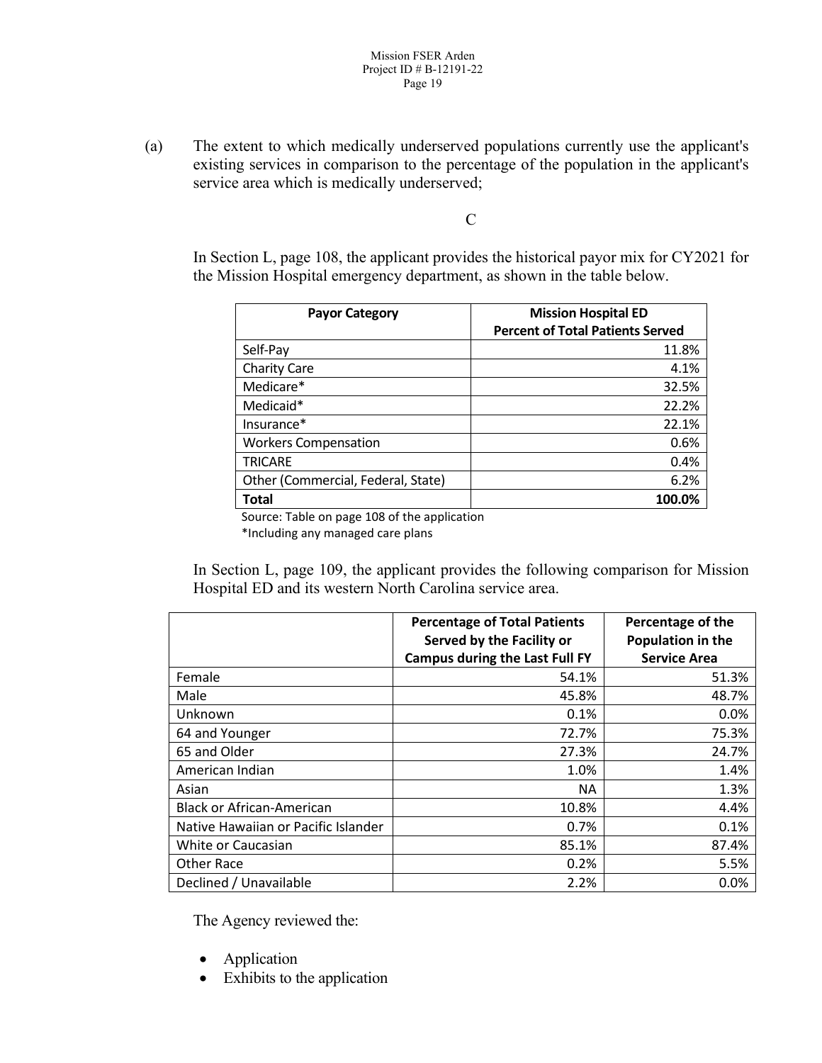(a) The extent to which medically underserved populations currently use the applicant's existing services in comparison to the percentage of the population in the applicant's service area which is medically underserved;

C

In Section L, page 108, the applicant provides the historical payor mix for CY2021 for the Mission Hospital emergency department, as shown in the table below.

| Payor Category | Mission Hospital ED Percent of Total Patients Served |
|---|---|
| Self-Pay | 11.8% |
| Charity Care | 4.1% |
| Medicare* | 32.5% |
| Medicaid* | 22.2% |
| Insurance* | 22.1% |
| Workers Compensation | 0.6% |
| TRICARE | 0.4% |
| Other (Commercial, Federal, State) | 6.2% |
| **Total** | **100.0%** |

Source: Table on page 108 of the application
*Including any managed care plans

In Section L, page 109, the applicant provides the following comparison for Mission Hospital ED and its western North Carolina service area.

| | Percentage of Total Patients Served by the Facility or Campus during the Last Full FY | Percentage of the Population in the Service Area |
|---|---|---|
| Female | 54.1% | 51.3% |
| Male | 45.8% | 48.7% |
| Unknown | 0.1% | 0.0% |
| 64 and Younger | 72.7% | 75.3% |
| 65 and Older | 27.3% | 24.7% |
| American Indian | 1.0% | 1.4% |
| Asian | NA | 1.3% |
| Black or African-American | 10.8% | 4.4% |
| Native Hawaiian or Pacific Islander | 0.7% | 0.1% |
| White or Caucasian | 85.1% | 87.4% |
| Other Race | 0.2% | 5.5% |
| Declined / Unavailable | 2.2% | 0.0% |

The Agency reviewed the:

- Application
- Exhibits to the application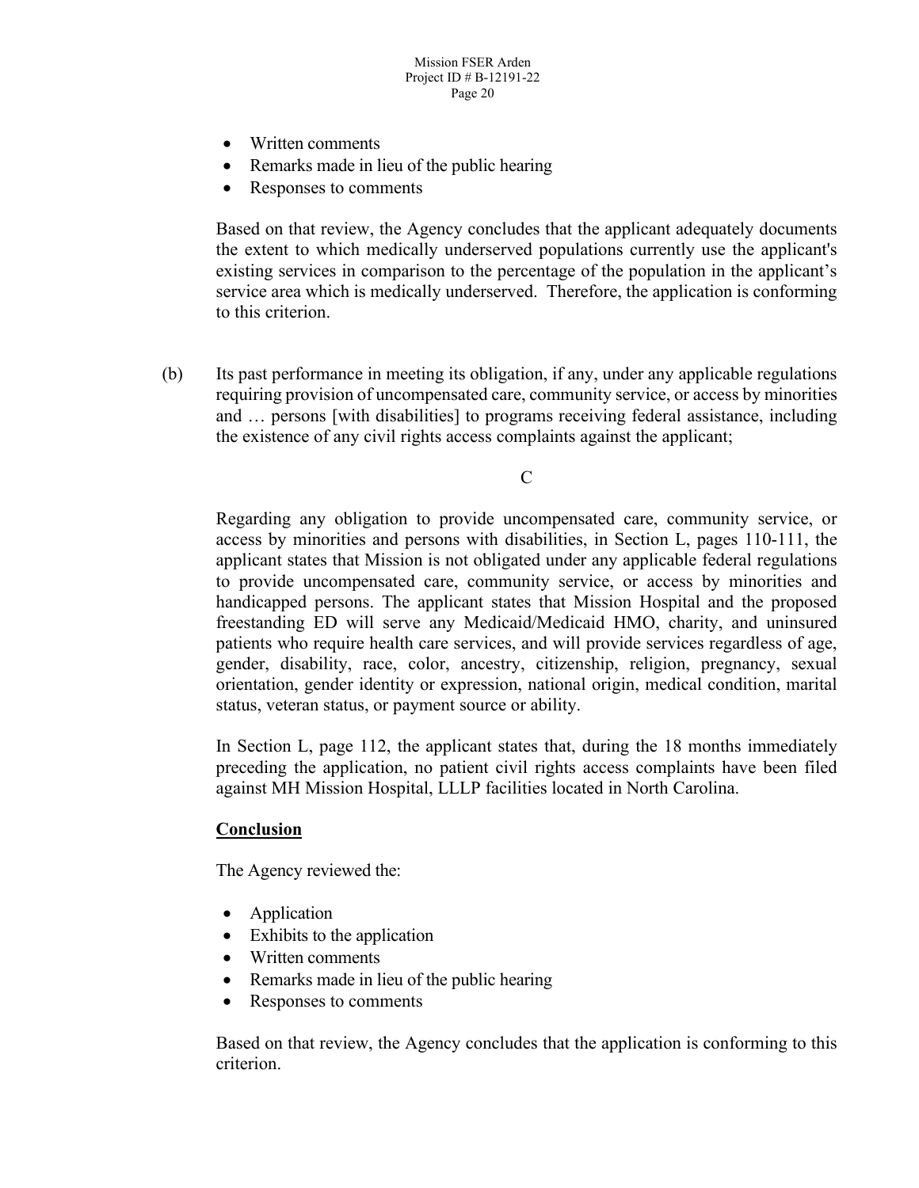- Written comments
- Remarks made in lieu of the public hearing
- Responses to comments

Based on that review, the Agency concludes that the applicant adequately documents the extent to which medically underserved populations currently use the applicant's existing services in comparison to the percentage of the population in the applicant's service area which is medically underserved. Therefore, the application is conforming to this criterion.

(b) Its past performance in meeting its obligation, if any, under any applicable regulations requiring provision of uncompensated care, community service, or access by minorities and … persons [with disabilities] to programs receiving federal assistance, including the existence of any civil rights access complaints against the applicant;

C

Regarding any obligation to provide uncompensated care, community service, or access by minorities and persons with disabilities, in Section L, pages 110-111, the applicant states that Mission is not obligated under any applicable federal regulations to provide uncompensated care, community service, or access by minorities and handicapped persons. The applicant states that Mission Hospital and the proposed freestanding ED will serve any Medicaid/Medicaid HMO, charity, and uninsured patients who require health care services, and will provide services regardless of age, gender, disability, race, color, ancestry, citizenship, religion, pregnancy, sexual orientation, gender identity or expression, national origin, medical condition, marital status, veteran status, or payment source or ability.

In Section L, page 112, the applicant states that, during the 18 months immediately preceding the application, no patient civil rights access complaints have been filed against MH Mission Hospital, LLLP facilities located in North Carolina.

**Conclusion**

The Agency reviewed the:

- Application
- Exhibits to the application
- Written comments
- Remarks made in lieu of the public hearing
- Responses to comments

Based on that review, the Agency concludes that the application is conforming to this criterion.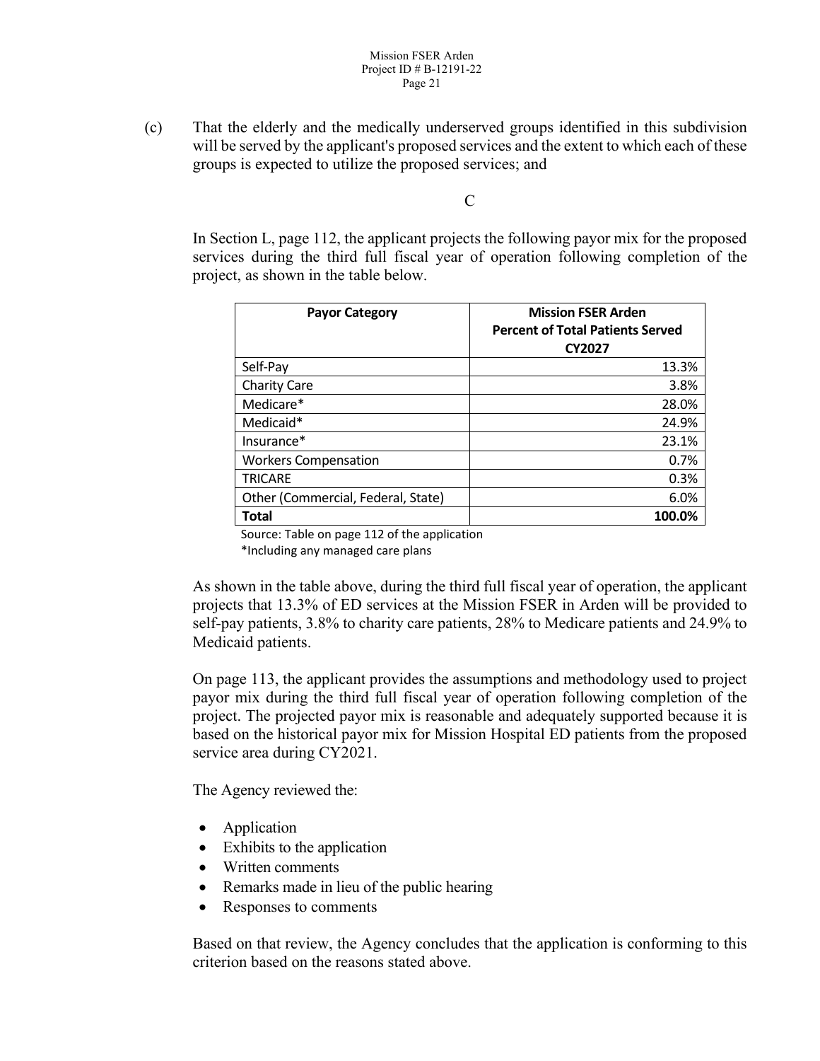(c) That the elderly and the medically underserved groups identified in this subdivision will be served by the applicant's proposed services and the extent to which each of these groups is expected to utilize the proposed services; and

C

In Section L, page 112, the applicant projects the following payor mix for the proposed services during the third full fiscal year of operation following completion of the project, as shown in the table below.

| Payor Category | Mission FSER Arden Percent of Total Patients Served CY2027 |
|---|---|
| Self-Pay | 13.3% |
| Charity Care | 3.8% |
| Medicare* | 28.0% |
| Medicaid* | 24.9% |
| Insurance* | 23.1% |
| Workers Compensation | 0.7% |
| TRICARE | 0.3% |
| Other (Commercial, Federal, State) | 6.0% |
| **Total** | **100.0%** |

Source: Table on page 112 of the application
*Including any managed care plans

As shown in the table above, during the third full fiscal year of operation, the applicant projects that 13.3% of ED services at the Mission FSER in Arden will be provided to self-pay patients, 3.8% to charity care patients, 28% to Medicare patients and 24.9% to Medicaid patients.

On page 113, the applicant provides the assumptions and methodology used to project payor mix during the third full fiscal year of operation following completion of the project. The projected payor mix is reasonable and adequately supported because it is based on the historical payor mix for Mission Hospital ED patients from the proposed service area during CY2021.

The Agency reviewed the:

- Application
- Exhibits to the application
- Written comments
- Remarks made in lieu of the public hearing
- Responses to comments

Based on that review, the Agency concludes that the application is conforming to this criterion based on the reasons stated above.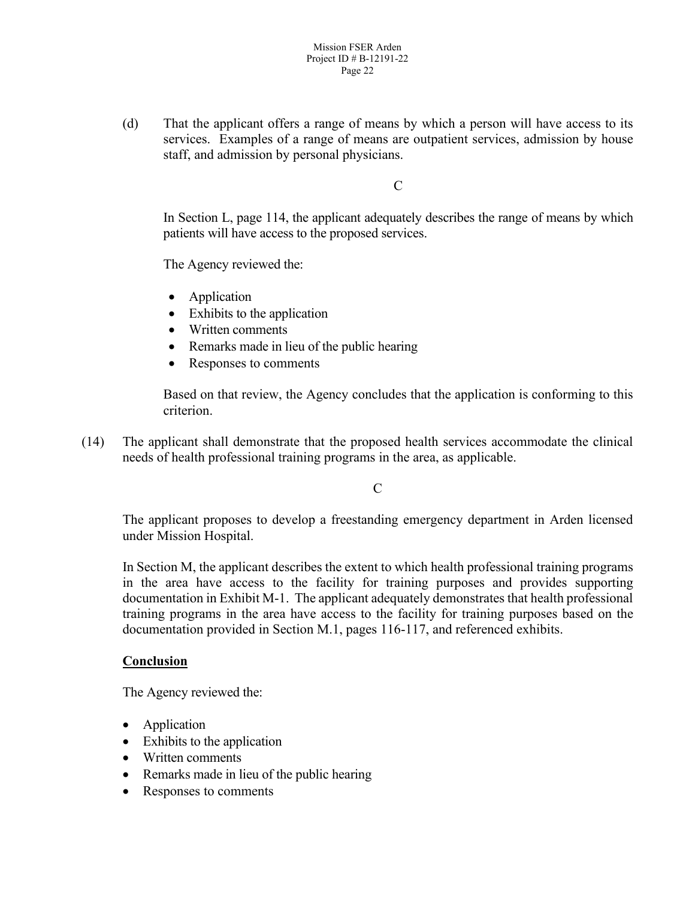(d) That the applicant offers a range of means by which a person will have access to its services. Examples of a range of means are outpatient services, admission by house staff, and admission by personal physicians.

C

In Section L, page 114, the applicant adequately describes the range of means by which patients will have access to the proposed services.

The Agency reviewed the:

- Application
- Exhibits to the application
- Written comments
- Remarks made in lieu of the public hearing
- Responses to comments

Based on that review, the Agency concludes that the application is conforming to this criterion.

(14) The applicant shall demonstrate that the proposed health services accommodate the clinical needs of health professional training programs in the area, as applicable.

C

The applicant proposes to develop a freestanding emergency department in Arden licensed under Mission Hospital.

In Section M, the applicant describes the extent to which health professional training programs in the area have access to the facility for training purposes and provides supporting documentation in Exhibit M-1. The applicant adequately demonstrates that health professional training programs in the area have access to the facility for training purposes based on the documentation provided in Section M.1, pages 116-117, and referenced exhibits.

**Conclusion**

The Agency reviewed the:

- Application
- Exhibits to the application
- Written comments
- Remarks made in lieu of the public hearing
- Responses to comments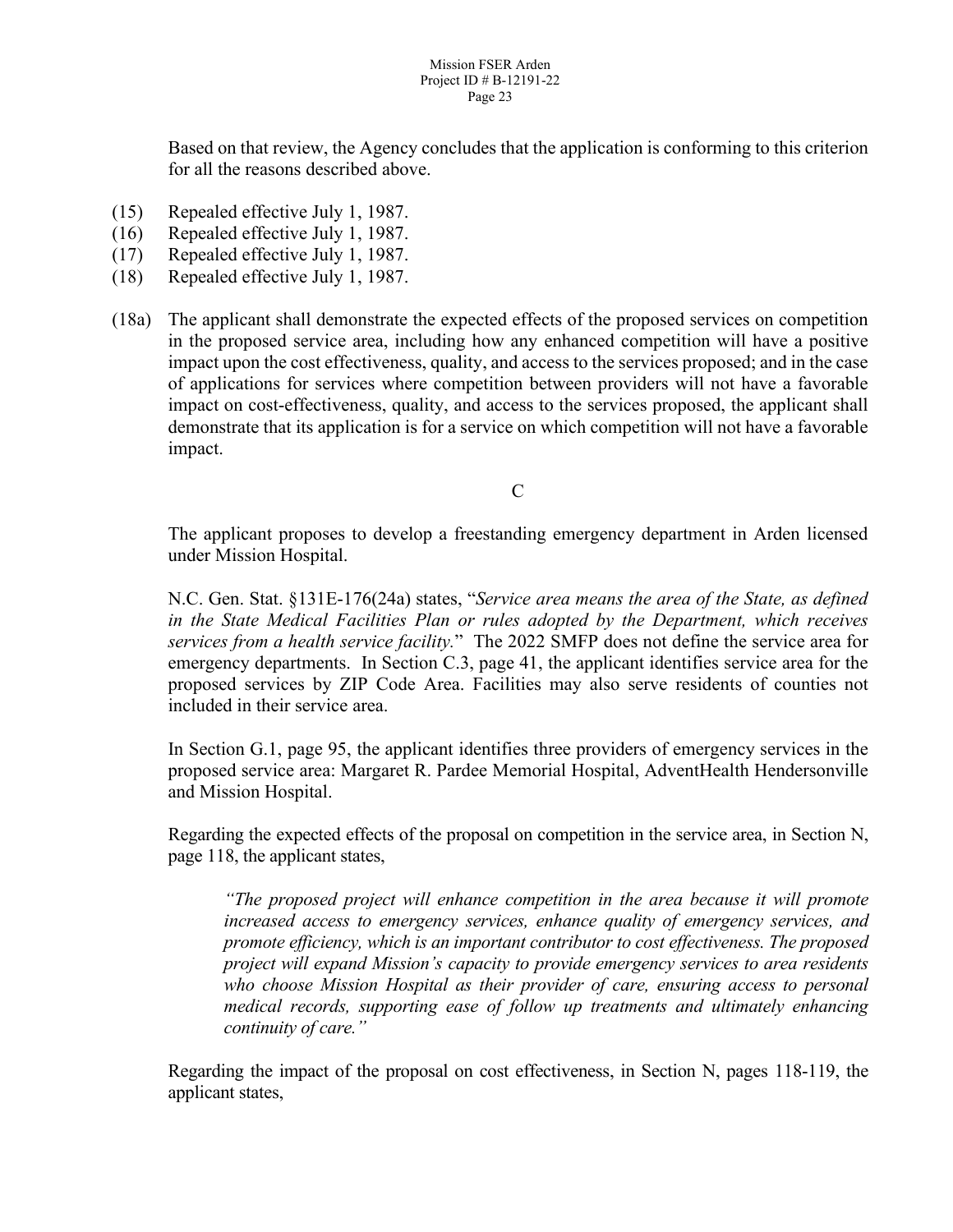Based on that review, the Agency concludes that the application is conforming to this criterion for all the reasons described above.

(15) Repealed effective July 1, 1987.
(16) Repealed effective July 1, 1987.
(17) Repealed effective July 1, 1987.
(18) Repealed effective July 1, 1987.

(18a) The applicant shall demonstrate the expected effects of the proposed services on competition in the proposed service area, including how any enhanced competition will have a positive impact upon the cost effectiveness, quality, and access to the services proposed; and in the case of applications for services where competition between providers will not have a favorable impact on cost-effectiveness, quality, and access to the services proposed, the applicant shall demonstrate that its application is for a service on which competition will not have a favorable impact.

C

The applicant proposes to develop a freestanding emergency department in Arden licensed under Mission Hospital.

N.C. Gen. Stat. §131E-176(24a) states, "*Service area means the area of the State, as defined in the State Medical Facilities Plan or rules adopted by the Department, which receives services from a health service facility.*" The 2022 SMFP does not define the service area for emergency departments. In Section C.3, page 41, the applicant identifies service area for the proposed services by ZIP Code Area. Facilities may also serve residents of counties not included in their service area.

In Section G.1, page 95, the applicant identifies three providers of emergency services in the proposed service area: Margaret R. Pardee Memorial Hospital, AdventHealth Hendersonville and Mission Hospital.

Regarding the expected effects of the proposal on competition in the service area, in Section N, page 118, the applicant states,

> *"The proposed project will enhance competition in the area because it will promote increased access to emergency services, enhance quality of emergency services, and promote efficiency, which is an important contributor to cost effectiveness. The proposed project will expand Mission's capacity to provide emergency services to area residents who choose Mission Hospital as their provider of care, ensuring access to personal medical records, supporting ease of follow up treatments and ultimately enhancing continuity of care."*

Regarding the impact of the proposal on cost effectiveness, in Section N, pages 118-119, the applicant states,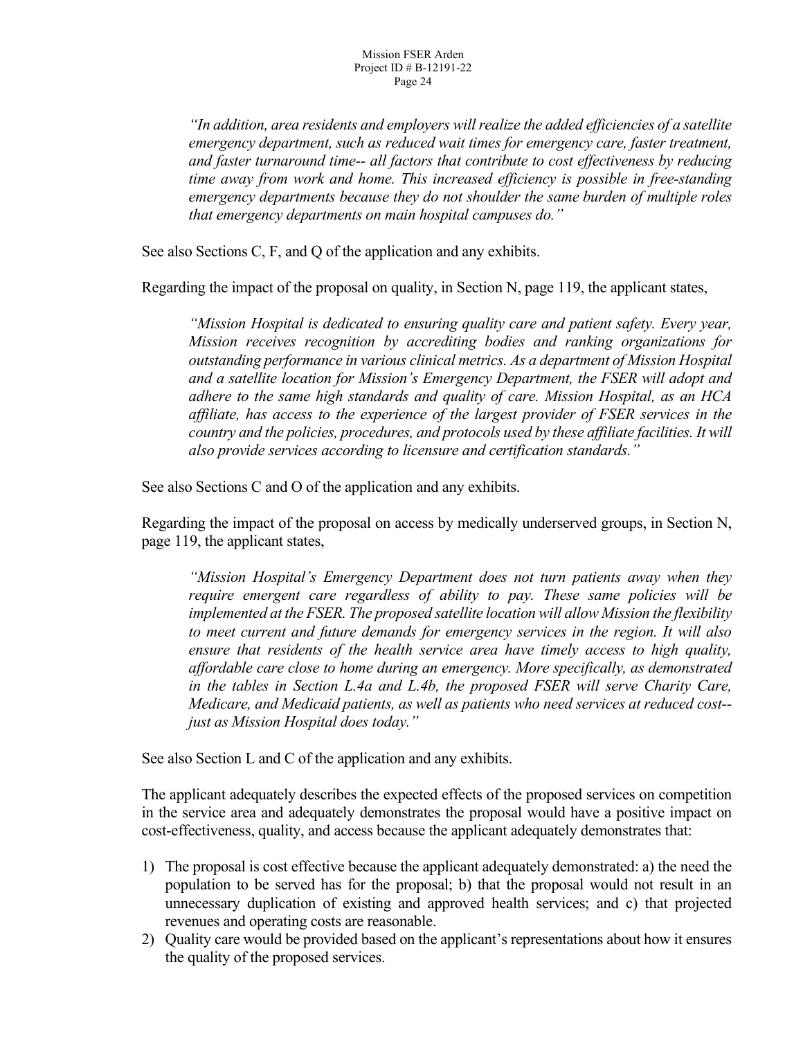> *"In addition, area residents and employers will realize the added efficiencies of a satellite emergency department, such as reduced wait times for emergency care, faster treatment, and faster turnaround time-- all factors that contribute to cost effectiveness by reducing time away from work and home. This increased efficiency is possible in free-standing emergency departments because they do not shoulder the same burden of multiple roles that emergency departments on main hospital campuses do."*

See also Sections C, F, and Q of the application and any exhibits.

Regarding the impact of the proposal on quality, in Section N, page 119, the applicant states,

> *"Mission Hospital is dedicated to ensuring quality care and patient safety. Every year, Mission receives recognition by accrediting bodies and ranking organizations for outstanding performance in various clinical metrics. As a department of Mission Hospital and a satellite location for Mission's Emergency Department, the FSER will adopt and adhere to the same high standards and quality of care. Mission Hospital, as an HCA affiliate, has access to the experience of the largest provider of FSER services in the country and the policies, procedures, and protocols used by these affiliate facilities. It will also provide services according to licensure and certification standards."*

See also Sections C and O of the application and any exhibits.

Regarding the impact of the proposal on access by medically underserved groups, in Section N, page 119, the applicant states,

> *"Mission Hospital's Emergency Department does not turn patients away when they require emergent care regardless of ability to pay. These same policies will be implemented at the FSER. The proposed satellite location will allow Mission the flexibility to meet current and future demands for emergency services in the region. It will also ensure that residents of the health service area have timely access to high quality, affordable care close to home during an emergency. More specifically, as demonstrated in the tables in Section L.4a and L.4b, the proposed FSER will serve Charity Care, Medicare, and Medicaid patients, as well as patients who need services at reduced cost-- just as Mission Hospital does today."*

See also Section L and C of the application and any exhibits.

The applicant adequately describes the expected effects of the proposed services on competition in the service area and adequately demonstrates the proposal would have a positive impact on cost-effectiveness, quality, and access because the applicant adequately demonstrates that:

1) The proposal is cost effective because the applicant adequately demonstrated: a) the need the population to be served has for the proposal; b) that the proposal would not result in an unnecessary duplication of existing and approved health services; and c) that projected revenues and operating costs are reasonable.
2) Quality care would be provided based on the applicant's representations about how it ensures the quality of the proposed services.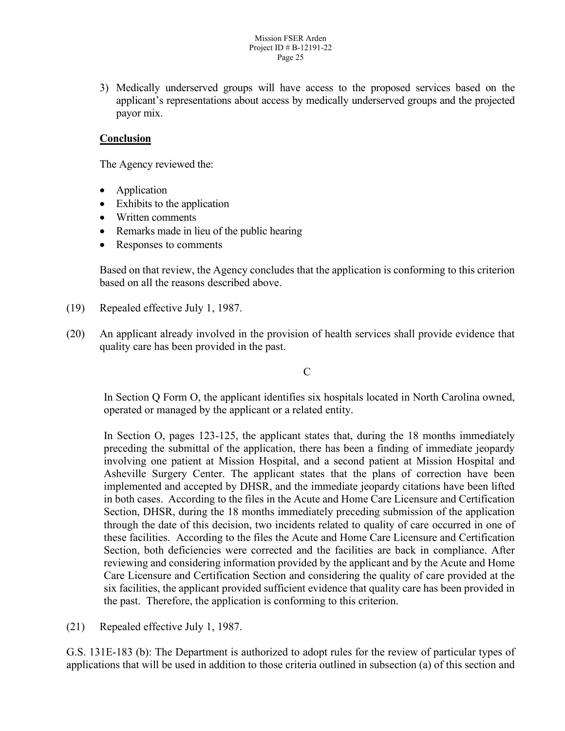3) Medically underserved groups will have access to the proposed services based on the applicant's representations about access by medically underserved groups and the projected payor mix.

**Conclusion**

The Agency reviewed the:

- Application
- Exhibits to the application
- Written comments
- Remarks made in lieu of the public hearing
- Responses to comments

Based on that review, the Agency concludes that the application is conforming to this criterion based on all the reasons described above.

(19) Repealed effective July 1, 1987.

(20) An applicant already involved in the provision of health services shall provide evidence that quality care has been provided in the past.

C

In Section Q Form O, the applicant identifies six hospitals located in North Carolina owned, operated or managed by the applicant or a related entity.

In Section O, pages 123-125, the applicant states that, during the 18 months immediately preceding the submittal of the application, there has been a finding of immediate jeopardy involving one patient at Mission Hospital, and a second patient at Mission Hospital and Asheville Surgery Center. The applicant states that the plans of correction have been implemented and accepted by DHSR, and the immediate jeopardy citations have been lifted in both cases. According to the files in the Acute and Home Care Licensure and Certification Section, DHSR, during the 18 months immediately preceding submission of the application through the date of this decision, two incidents related to quality of care occurred in one of these facilities. According to the files the Acute and Home Care Licensure and Certification Section, both deficiencies were corrected and the facilities are back in compliance. After reviewing and considering information provided by the applicant and by the Acute and Home Care Licensure and Certification Section and considering the quality of care provided at the six facilities, the applicant provided sufficient evidence that quality care has been provided in the past. Therefore, the application is conforming to this criterion.

(21) Repealed effective July 1, 1987.

G.S. 131E-183 (b): The Department is authorized to adopt rules for the review of particular types of applications that will be used in addition to those criteria outlined in subsection (a) of this section and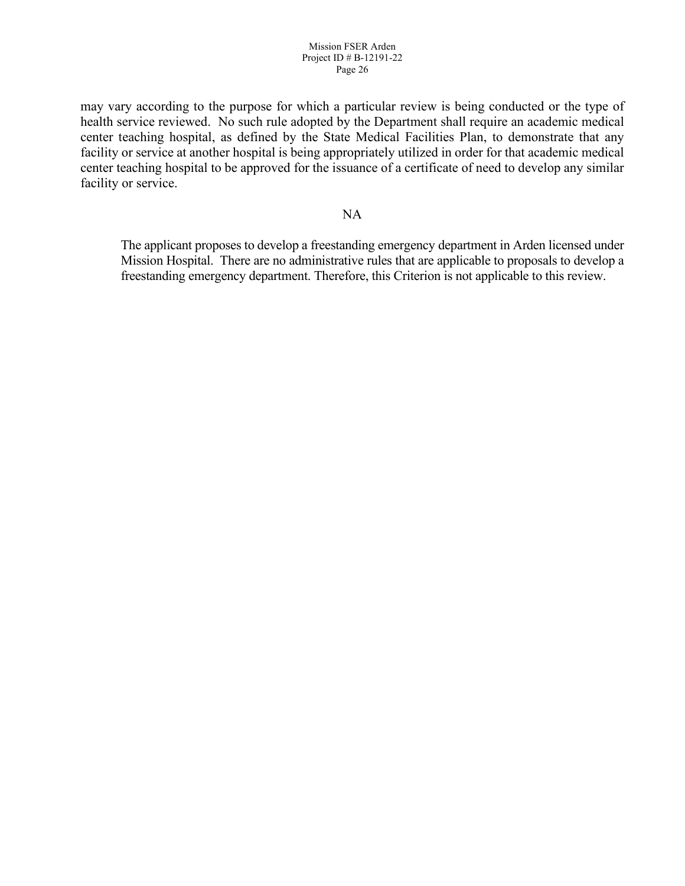may vary according to the purpose for which a particular review is being conducted or the type of health service reviewed. No such rule adopted by the Department shall require an academic medical center teaching hospital, as defined by the State Medical Facilities Plan, to demonstrate that any facility or service at another hospital is being appropriately utilized in order for that academic medical center teaching hospital to be approved for the issuance of a certificate of need to develop any similar facility or service.

NA

The applicant proposes to develop a freestanding emergency department in Arden licensed under Mission Hospital. There are no administrative rules that are applicable to proposals to develop a freestanding emergency department. Therefore, this Criterion is not applicable to this review.